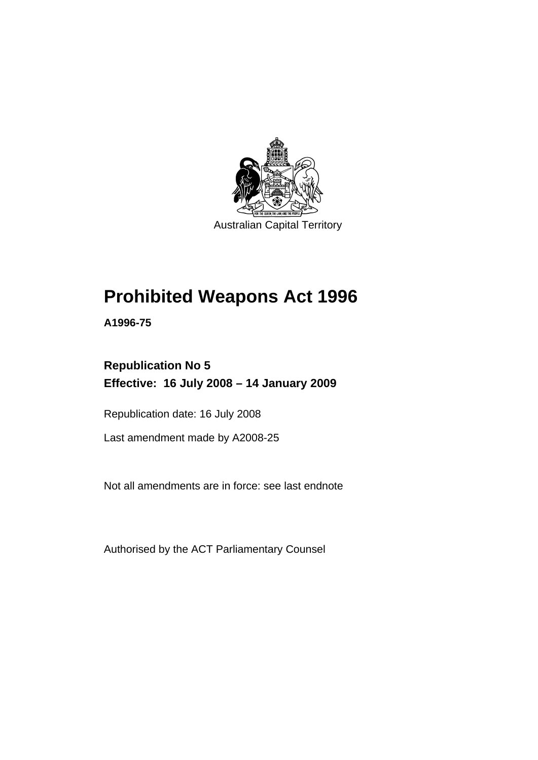Australian Capital Territory

# Prohibited Weapons Act 1996

**A1996-75**

**Republication No 5**
**Effective: 16 July 2008 – 14 January 2009**

Republication date: 16 July 2008

Last amendment made by A2008-25

Not all amendments are in force: see last endnote

Authorised by the ACT Parliamentary Counsel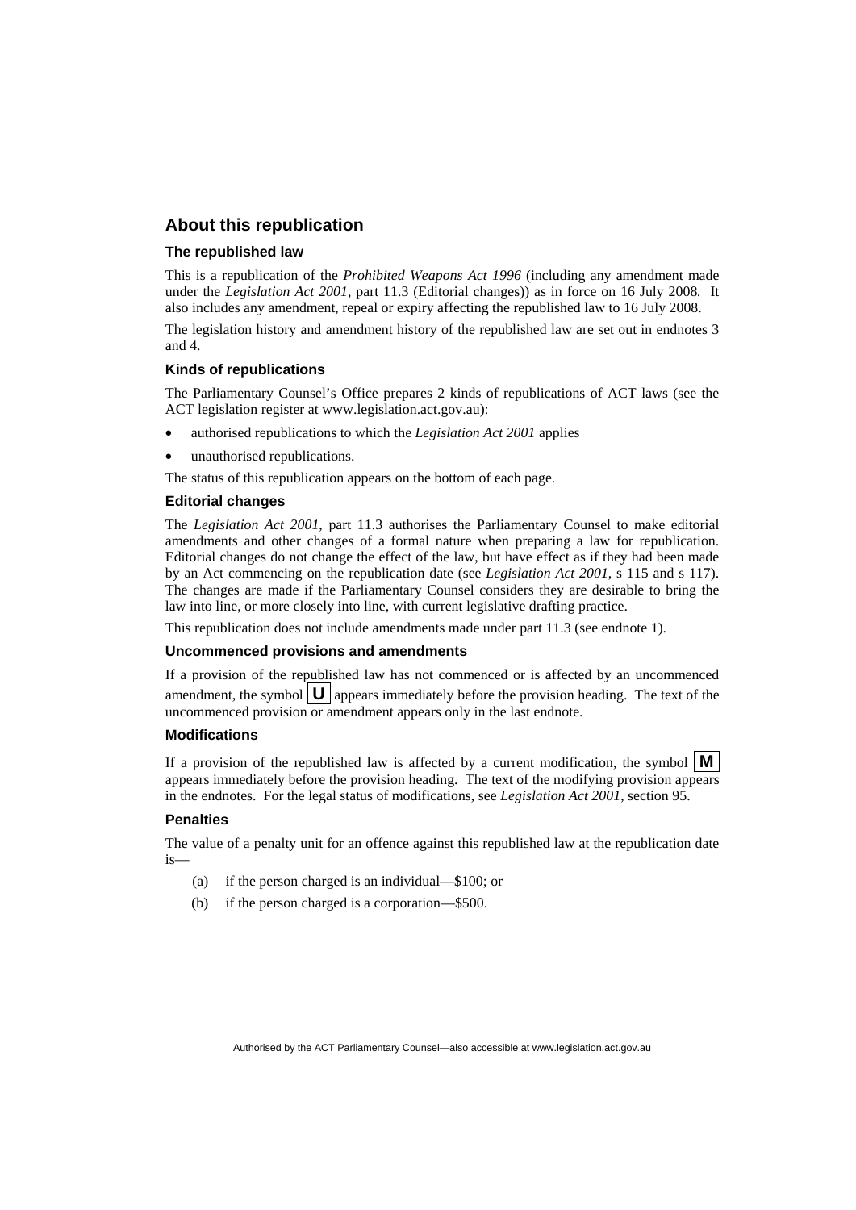## About this republication

### The republished law

This is a republication of the *Prohibited Weapons Act 1996* (including any amendment made under the *Legislation Act 2001*, part 11.3 (Editorial changes)) as in force on 16 July 2008*.* It also includes any amendment, repeal or expiry affecting the republished law to 16 July 2008.

The legislation history and amendment history of the republished law are set out in endnotes 3 and 4.

### Kinds of republications

The Parliamentary Counsel's Office prepares 2 kinds of republications of ACT laws (see the ACT legislation register at www.legislation.act.gov.au):

- authorised republications to which the *Legislation Act 2001* applies
- unauthorised republications.

The status of this republication appears on the bottom of each page.

### Editorial changes

The *Legislation Act 2001*, part 11.3 authorises the Parliamentary Counsel to make editorial amendments and other changes of a formal nature when preparing a law for republication. Editorial changes do not change the effect of the law, but have effect as if they had been made by an Act commencing on the republication date (see *Legislation Act 2001*, s 115 and s 117). The changes are made if the Parliamentary Counsel considers they are desirable to bring the law into line, or more closely into line, with current legislative drafting practice.

This republication does not include amendments made under part 11.3 (see endnote 1).

### Uncommenced provisions and amendments

If a provision of the republished law has not commenced or is affected by an uncommenced amendment, the symbol **U** appears immediately before the provision heading. The text of the uncommenced provision or amendment appears only in the last endnote.

### Modifications

If a provision of the republished law is affected by a current modification, the symbol **M** appears immediately before the provision heading. The text of the modifying provision appears in the endnotes. For the legal status of modifications, see *Legislation Act 2001*, section 95.

### Penalties

The value of a penalty unit for an offence against this republished law at the republication date is—

(a) if the person charged is an individual—$100; or

(b) if the person charged is a corporation—$500.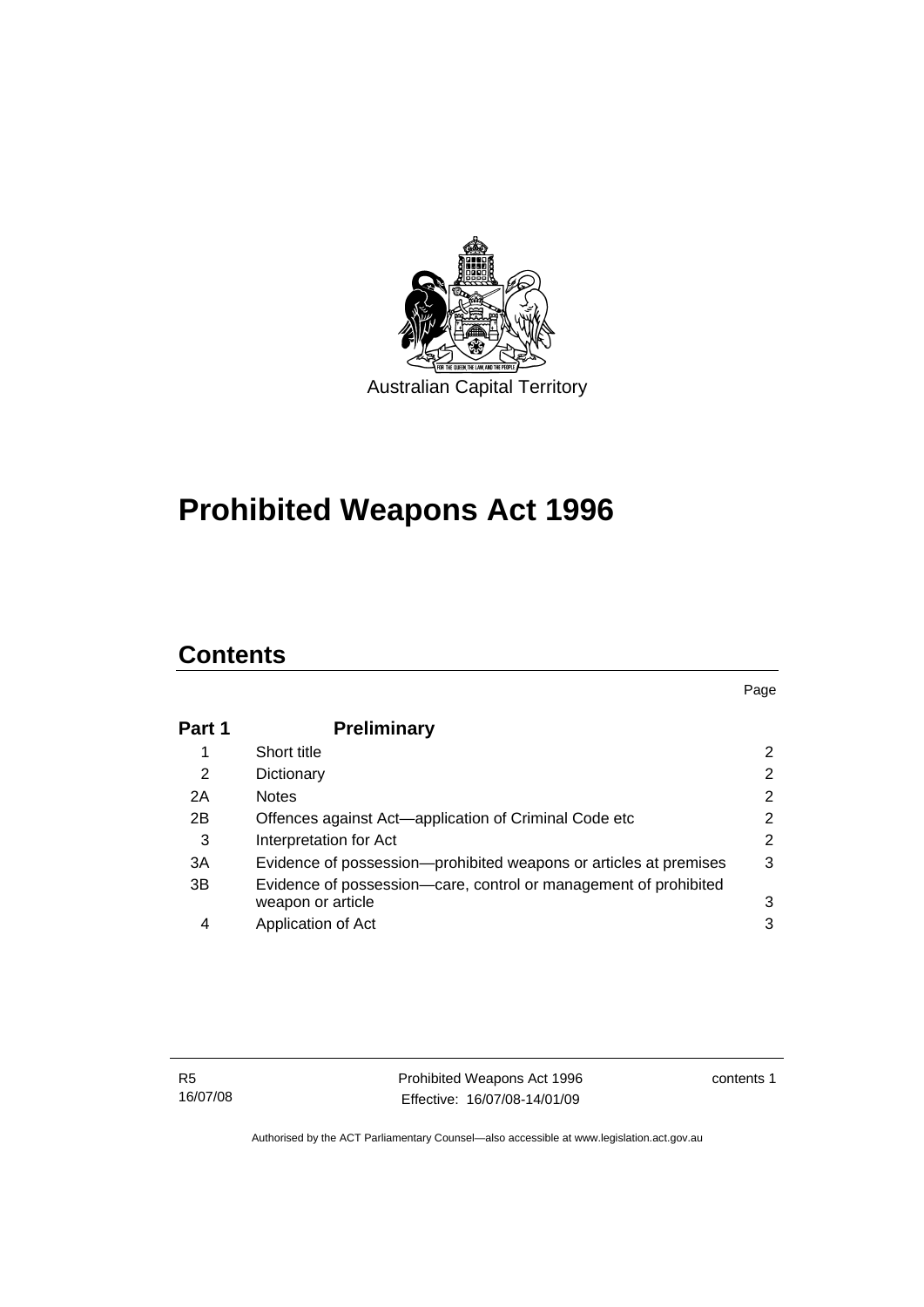Australian Capital Territory

# Prohibited Weapons Act 1996

## Contents

| | | Page |
|---|---|---|
| **Part 1** | **Preliminary** | |
| 1 | Short title | 2 |
| 2 | Dictionary | 2 |
| 2A | Notes | 2 |
| 2B | Offences against Act—application of Criminal Code etc | 2 |
| 3 | Interpretation for Act | 2 |
| 3A | Evidence of possession—prohibited weapons or articles at premises | 3 |
| 3B | Evidence of possession—care, control or management of prohibited weapon or article | 3 |
| 4 | Application of Act | 3 |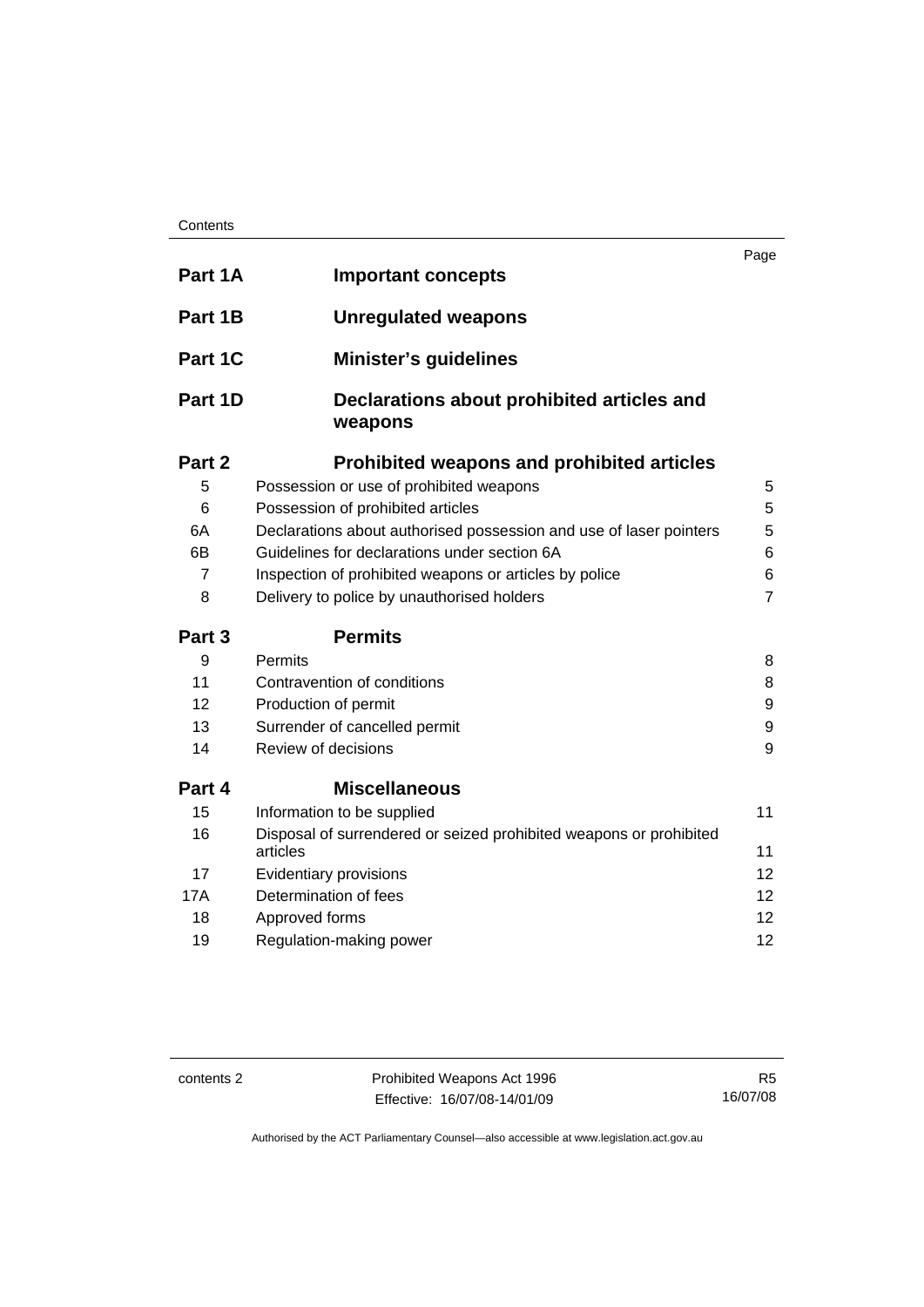| | | Page |
|---|---|---|
| **Part 1A** | **Important concepts** | |
| **Part 1B** | **Unregulated weapons** | |
| **Part 1C** | **Minister's guidelines** | |
| **Part 1D** | **Declarations about prohibited articles and weapons** | |
| **Part 2** | **Prohibited weapons and prohibited articles** | |
| 5 | Possession or use of prohibited weapons | 5 |
| 6 | Possession of prohibited articles | 5 |
| 6A | Declarations about authorised possession and use of laser pointers | 5 |
| 6B | Guidelines for declarations under section 6A | 6 |
| 7 | Inspection of prohibited weapons or articles by police | 6 |
| 8 | Delivery to police by unauthorised holders | 7 |
| **Part 3** | **Permits** | |
| 9 | Permits | 8 |
| 11 | Contravention of conditions | 8 |
| 12 | Production of permit | 9 |
| 13 | Surrender of cancelled permit | 9 |
| 14 | Review of decisions | 9 |
| **Part 4** | **Miscellaneous** | |
| 15 | Information to be supplied | 11 |
| 16 | Disposal of surrendered or seized prohibited weapons or prohibited articles | 11 |
| 17 | Evidentiary provisions | 12 |
| 17A | Determination of fees | 12 |
| 18 | Approved forms | 12 |
| 19 | Regulation-making power | 12 |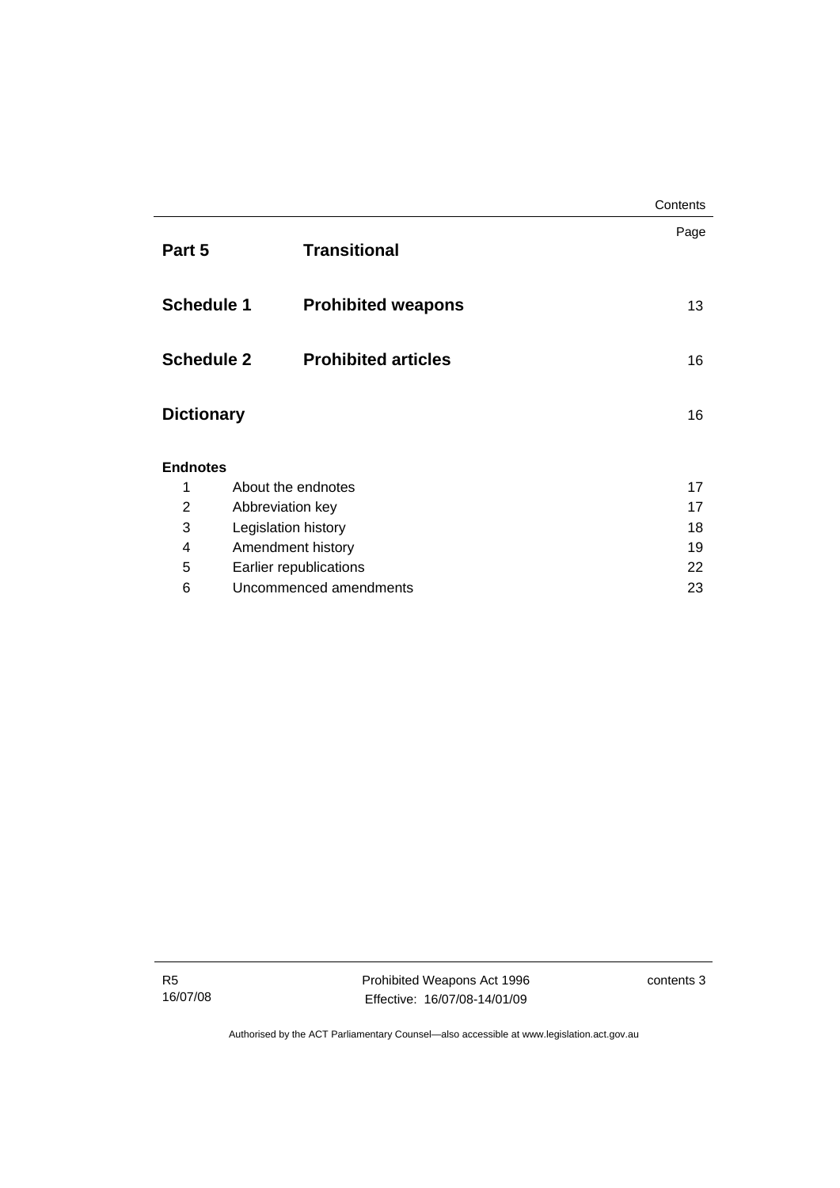| | | Page |
|---|---|---|
| **Part 5** | **Transitional** | |
| **Schedule 1** | **Prohibited weapons** | 13 |
| **Schedule 2** | **Prohibited articles** | 16 |
| **Dictionary** | | 16 |

**Endnotes**

| | | |
|---|---|---|
| 1 | About the endnotes | 17 |
| 2 | Abbreviation key | 17 |
| 3 | Legislation history | 18 |
| 4 | Amendment history | 19 |
| 5 | Earlier republications | 22 |
| 6 | Uncommenced amendments | 23 |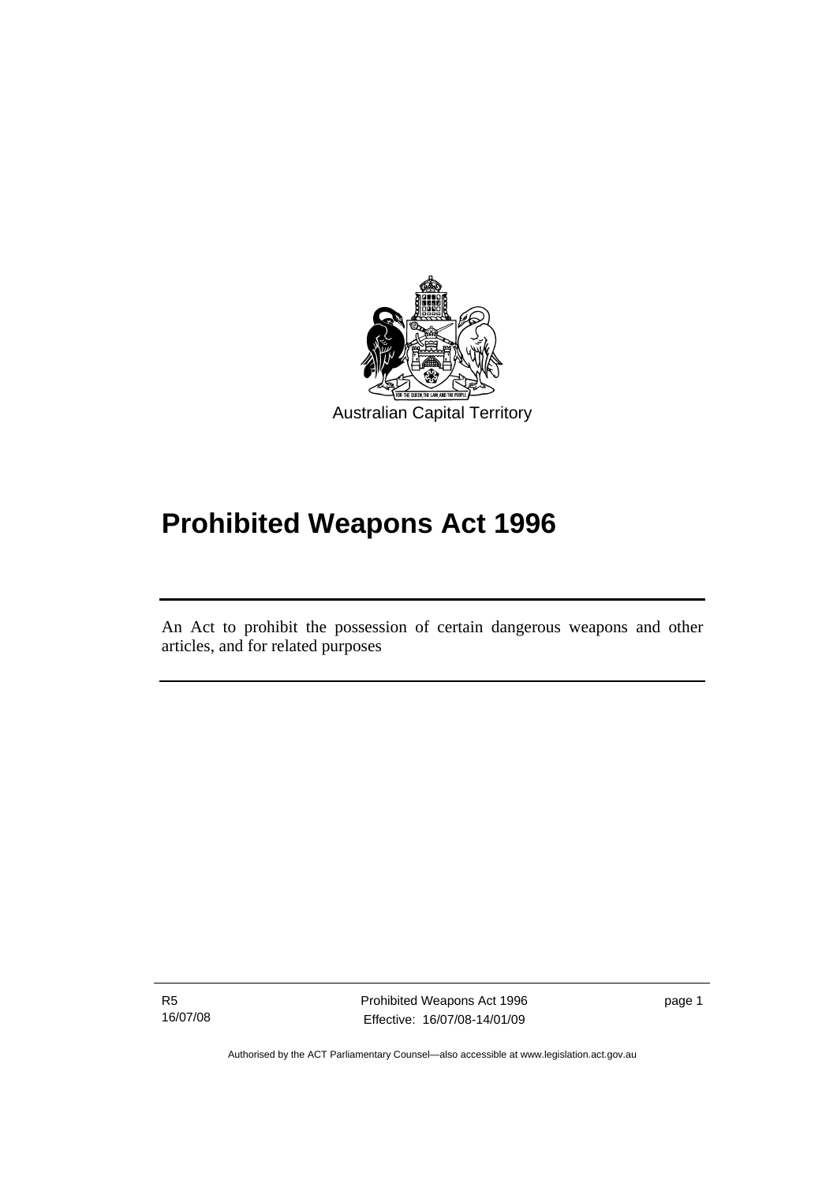Australian Capital Territory

# Prohibited Weapons Act 1996

An Act to prohibit the possession of certain dangerous weapons and other articles, and for related purposes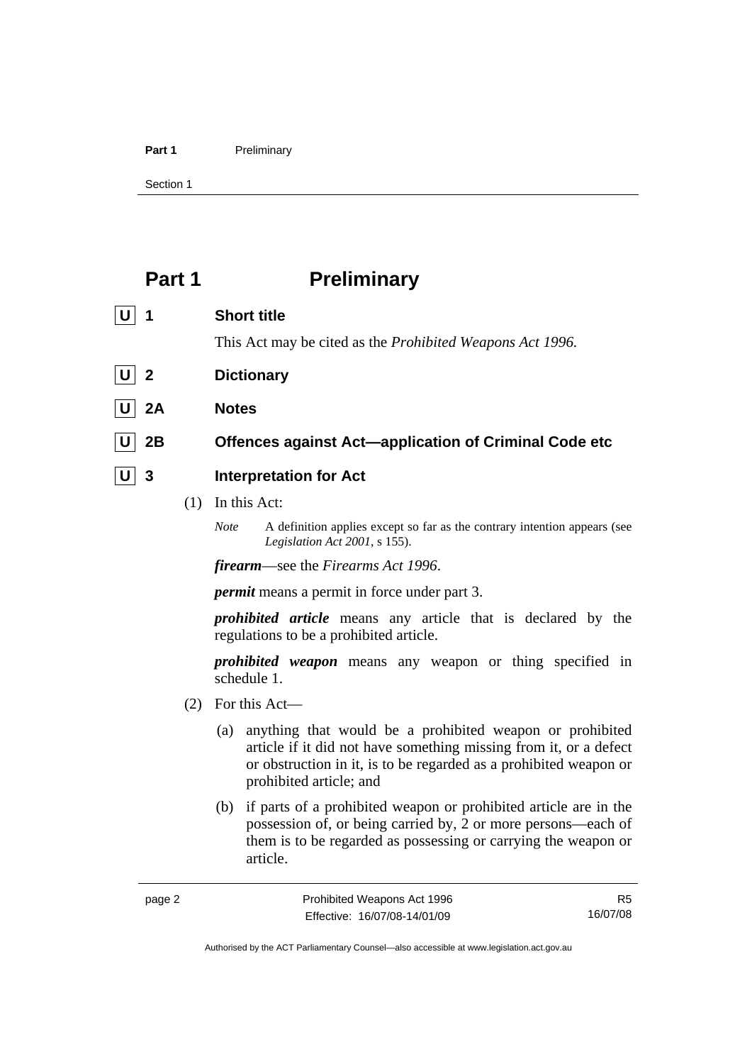# Part 1 Preliminary

**U** **1 Short title**

This Act may be cited as the *Prohibited Weapons Act 1996.*

**U** **2 Dictionary**

**U** **2A Notes**

**U** **2B Offences against Act—application of Criminal Code etc**

**U** **3 Interpretation for Act**

(1) In this Act:

*Note* A definition applies except so far as the contrary intention appears (see *Legislation Act 2001*, s 155).

***firearm***—see the *Firearms Act 1996*.

***permit*** means a permit in force under part 3.

***prohibited article*** means any article that is declared by the regulations to be a prohibited article.

***prohibited weapon*** means any weapon or thing specified in schedule 1.

(2) For this Act—

(a) anything that would be a prohibited weapon or prohibited article if it did not have something missing from it, or a defect or obstruction in it, is to be regarded as a prohibited weapon or prohibited article; and

(b) if parts of a prohibited weapon or prohibited article are in the possession of, or being carried by, 2 or more persons—each of them is to be regarded as possessing or carrying the weapon or article.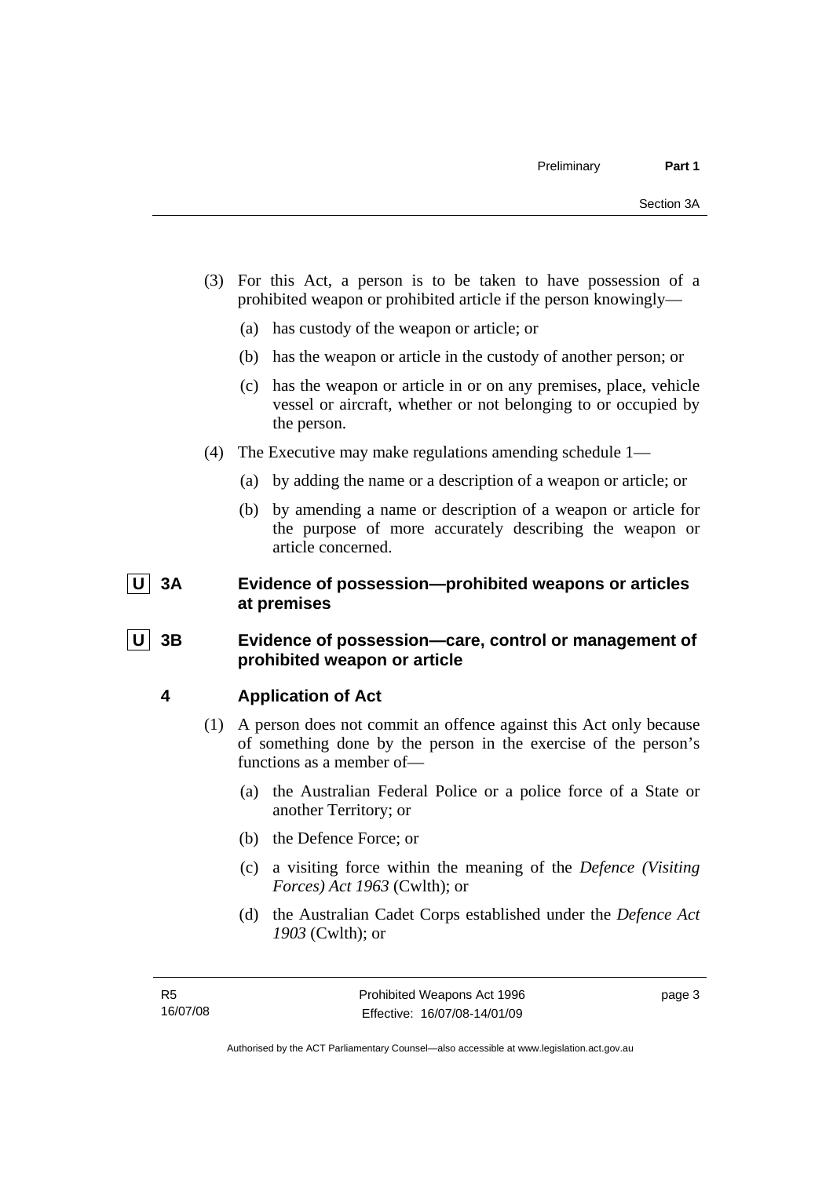(3) For this Act, a person is to be taken to have possession of a prohibited weapon or prohibited article if the person knowingly—

(a) has custody of the weapon or article; or

(b) has the weapon or article in the custody of another person; or

(c) has the weapon or article in or on any premises, place, vehicle vessel or aircraft, whether or not belonging to or occupied by the person.

(4) The Executive may make regulations amending schedule 1—

(a) by adding the name or a description of a weapon or article; or

(b) by amending a name or description of a weapon or article for the purpose of more accurately describing the weapon or article concerned.

### U 3A Evidence of possession—prohibited weapons or articles at premises

### U 3B Evidence of possession—care, control or management of prohibited weapon or article

### 4 Application of Act

(1) A person does not commit an offence against this Act only because of something done by the person in the exercise of the person's functions as a member of—

(a) the Australian Federal Police or a police force of a State or another Territory; or

(b) the Defence Force; or

(c) a visiting force within the meaning of the *Defence (Visiting Forces) Act 1963* (Cwlth); or

(d) the Australian Cadet Corps established under the *Defence Act 1903* (Cwlth); or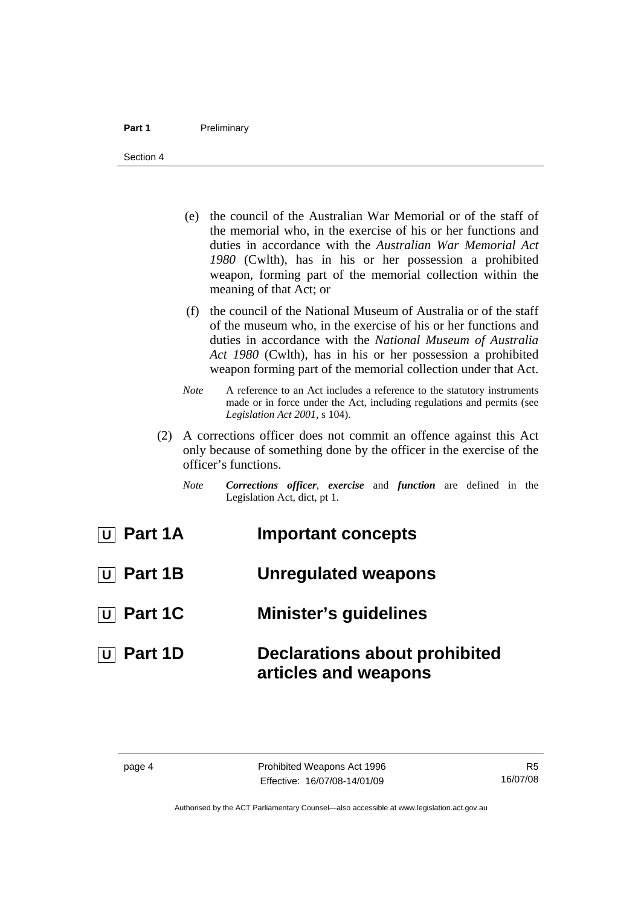(e) the council of the Australian War Memorial or of the staff of the memorial who, in the exercise of his or her functions and duties in accordance with the *Australian War Memorial Act 1980* (Cwlth), has in his or her possession a prohibited weapon, forming part of the memorial collection within the meaning of that Act; or

(f) the council of the National Museum of Australia or of the staff of the museum who, in the exercise of his or her functions and duties in accordance with the *National Museum of Australia Act 1980* (Cwlth), has in his or her possession a prohibited weapon forming part of the memorial collection under that Act.

*Note* A reference to an Act includes a reference to the statutory instruments made or in force under the Act, including regulations and permits (see *Legislation Act 2001*, s 104).

(2) A corrections officer does not commit an offence against this Act only because of something done by the officer in the exercise of the officer's functions.

*Note* ***Corrections officer***, ***exercise*** and ***function*** are defined in the Legislation Act, dict, pt 1.

# U Part 1A Important concepts

# U Part 1B Unregulated weapons

# U Part 1C Minister's guidelines

# U Part 1D Declarations about prohibited articles and weapons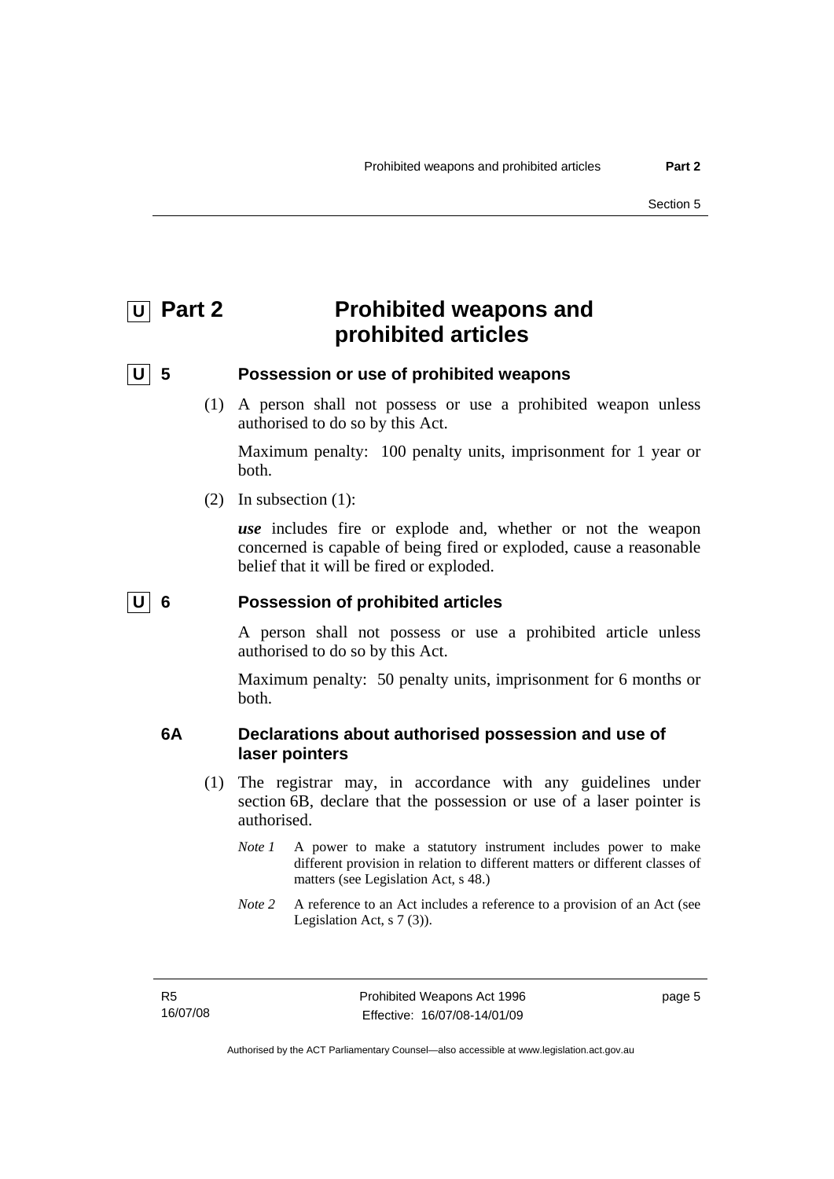# Part 2 Prohibited weapons and prohibited articles

## 5 Possession or use of prohibited weapons

(1) A person shall not possess or use a prohibited weapon unless authorised to do so by this Act.

Maximum penalty: 100 penalty units, imprisonment for 1 year or both.

(2) In subsection (1):

***use*** includes fire or explode and, whether or not the weapon concerned is capable of being fired or exploded, cause a reasonable belief that it will be fired or exploded.

## 6 Possession of prohibited articles

A person shall not possess or use a prohibited article unless authorised to do so by this Act.

Maximum penalty: 50 penalty units, imprisonment for 6 months or both.

## 6A Declarations about authorised possession and use of laser pointers

(1) The registrar may, in accordance with any guidelines under section 6B, declare that the possession or use of a laser pointer is authorised.

*Note 1* A power to make a statutory instrument includes power to make different provision in relation to different matters or different classes of matters (see Legislation Act, s 48.)

*Note 2* A reference to an Act includes a reference to a provision of an Act (see Legislation Act, s 7 (3)).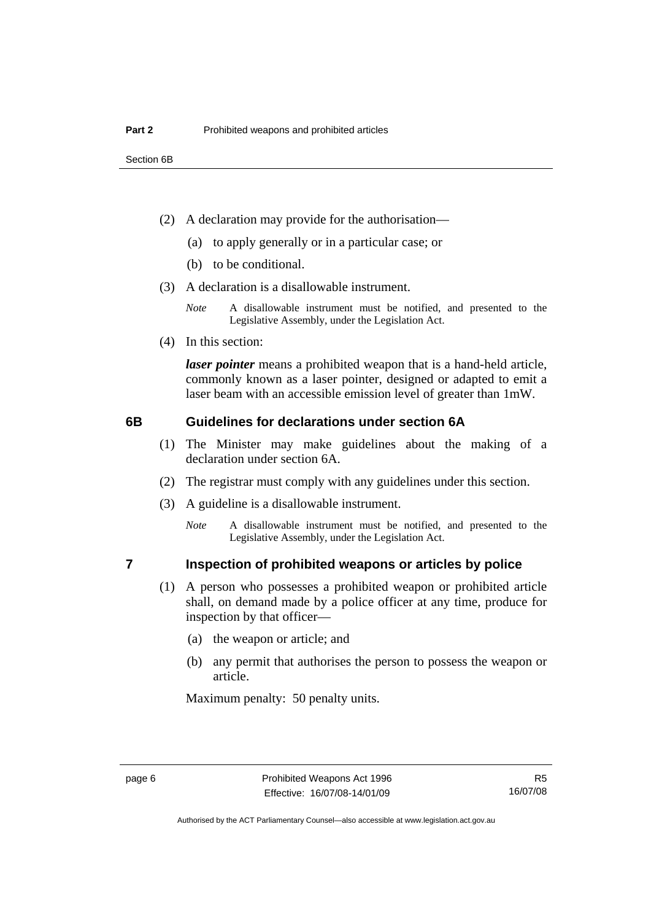(2) A declaration may provide for the authorisation—

(a) to apply generally or in a particular case; or

(b) to be conditional.

(3) A declaration is a disallowable instrument.

*Note* A disallowable instrument must be notified, and presented to the Legislative Assembly, under the Legislation Act.

(4) In this section:

***laser pointer*** means a prohibited weapon that is a hand-held article, commonly known as a laser pointer, designed or adapted to emit a laser beam with an accessible emission level of greater than 1mW.

## 6B Guidelines for declarations under section 6A

(1) The Minister may make guidelines about the making of a declaration under section 6A.

(2) The registrar must comply with any guidelines under this section.

(3) A guideline is a disallowable instrument.

*Note* A disallowable instrument must be notified, and presented to the Legislative Assembly, under the Legislation Act.

## 7 Inspection of prohibited weapons or articles by police

(1) A person who possesses a prohibited weapon or prohibited article shall, on demand made by a police officer at any time, produce for inspection by that officer—

(a) the weapon or article; and

(b) any permit that authorises the person to possess the weapon or article.

Maximum penalty: 50 penalty units.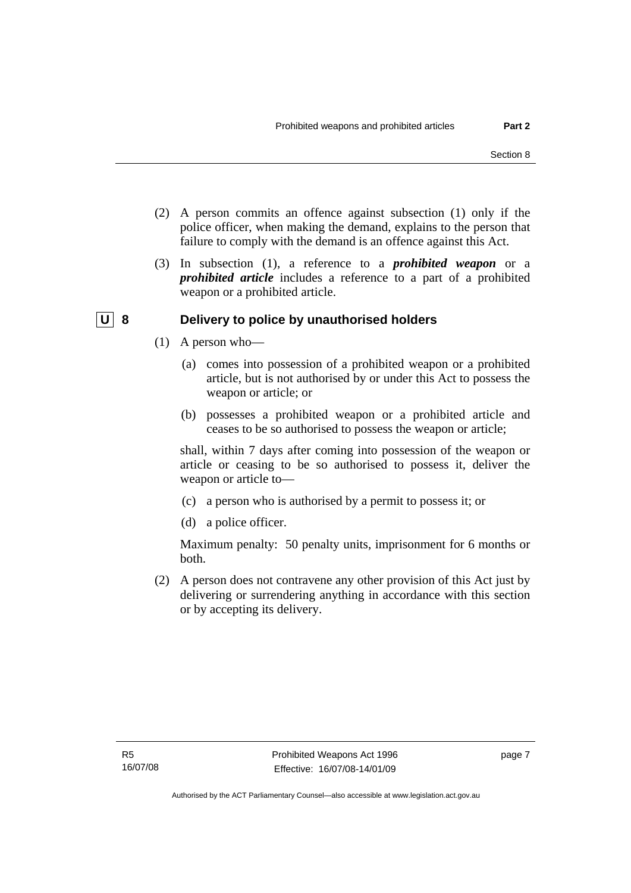(2) A person commits an offence against subsection (1) only if the police officer, when making the demand, explains to the person that failure to comply with the demand is an offence against this Act.

(3) In subsection (1), a reference to a ***prohibited weapon*** or a ***prohibited article*** includes a reference to a part of a prohibited weapon or a prohibited article.

## U 8 Delivery to police by unauthorised holders

(1) A person who—

(a) comes into possession of a prohibited weapon or a prohibited article, but is not authorised by or under this Act to possess the weapon or article; or

(b) possesses a prohibited weapon or a prohibited article and ceases to be so authorised to possess the weapon or article;

shall, within 7 days after coming into possession of the weapon or article or ceasing to be so authorised to possess it, deliver the weapon or article to—

(c) a person who is authorised by a permit to possess it; or

(d) a police officer.

Maximum penalty: 50 penalty units, imprisonment for 6 months or both.

(2) A person does not contravene any other provision of this Act just by delivering or surrendering anything in accordance with this section or by accepting its delivery.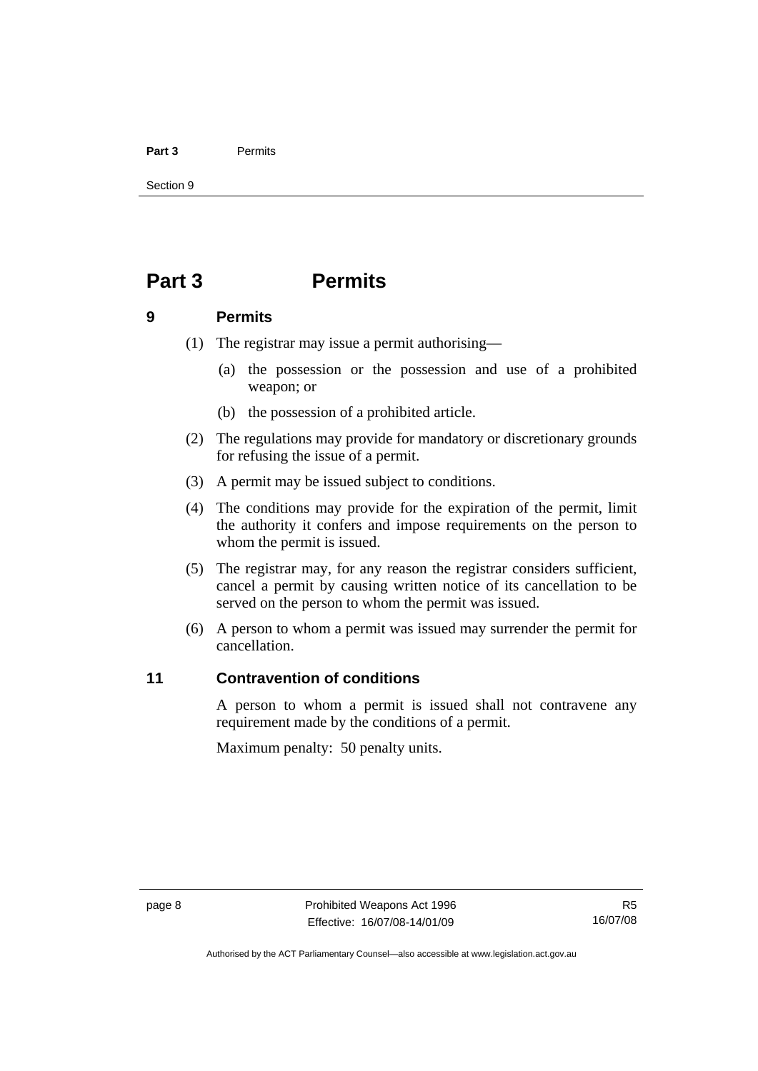# Part 3 Permits

## 9 Permits

(1) The registrar may issue a permit authorising—

(a) the possession or the possession and use of a prohibited weapon; or

(b) the possession of a prohibited article.

(2) The regulations may provide for mandatory or discretionary grounds for refusing the issue of a permit.

(3) A permit may be issued subject to conditions.

(4) The conditions may provide for the expiration of the permit, limit the authority it confers and impose requirements on the person to whom the permit is issued.

(5) The registrar may, for any reason the registrar considers sufficient, cancel a permit by causing written notice of its cancellation to be served on the person to whom the permit was issued.

(6) A person to whom a permit was issued may surrender the permit for cancellation.

## 11 Contravention of conditions

A person to whom a permit is issued shall not contravene any requirement made by the conditions of a permit.

Maximum penalty: 50 penalty units.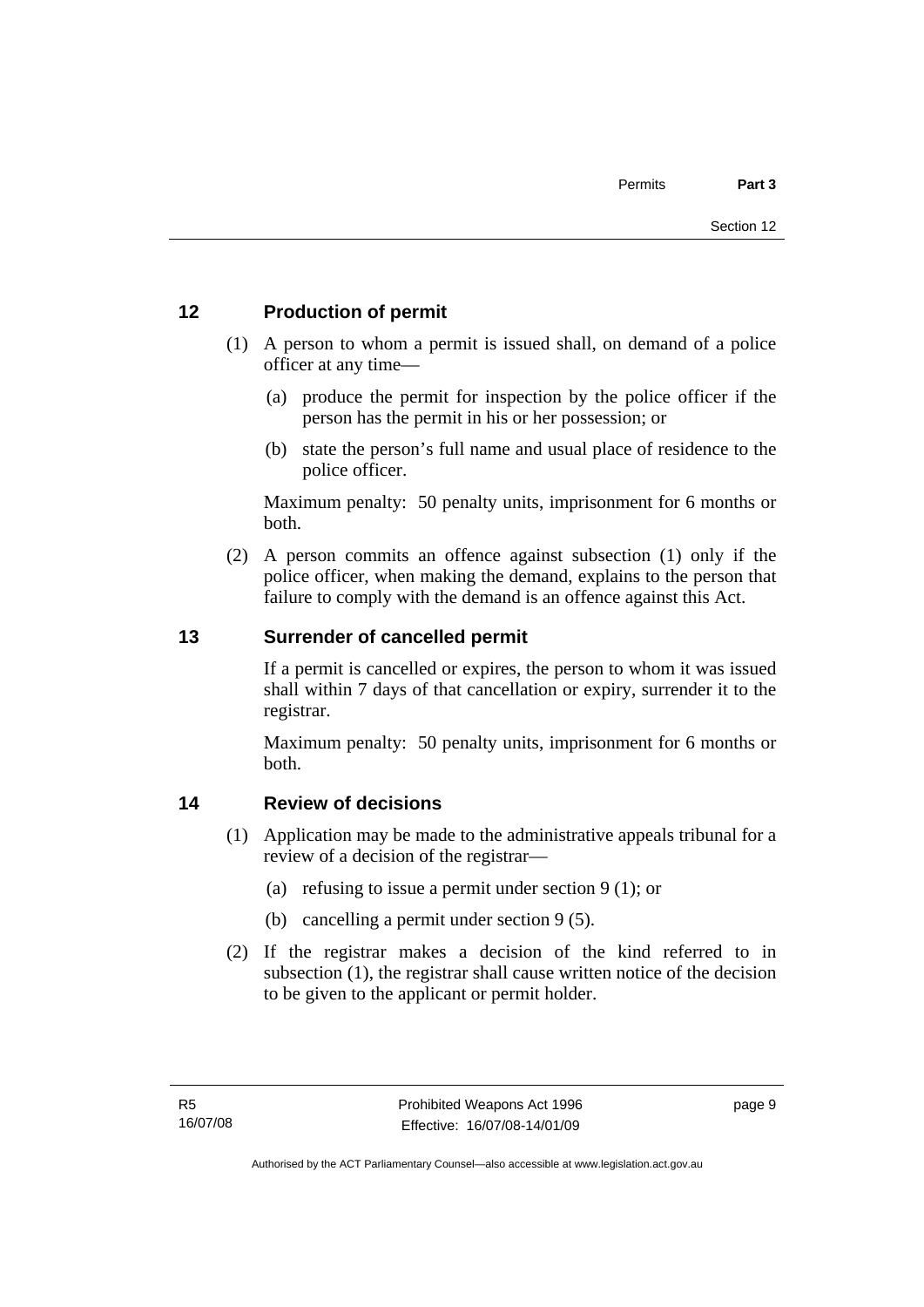## 12 Production of permit

(1) A person to whom a permit is issued shall, on demand of a police officer at any time—

(a) produce the permit for inspection by the police officer if the person has the permit in his or her possession; or

(b) state the person's full name and usual place of residence to the police officer.

Maximum penalty: 50 penalty units, imprisonment for 6 months or both.

(2) A person commits an offence against subsection (1) only if the police officer, when making the demand, explains to the person that failure to comply with the demand is an offence against this Act.

## 13 Surrender of cancelled permit

If a permit is cancelled or expires, the person to whom it was issued shall within 7 days of that cancellation or expiry, surrender it to the registrar.

Maximum penalty: 50 penalty units, imprisonment for 6 months or both.

## 14 Review of decisions

(1) Application may be made to the administrative appeals tribunal for a review of a decision of the registrar—

(a) refusing to issue a permit under section 9 (1); or

(b) cancelling a permit under section 9 (5).

(2) If the registrar makes a decision of the kind referred to in subsection (1), the registrar shall cause written notice of the decision to be given to the applicant or permit holder.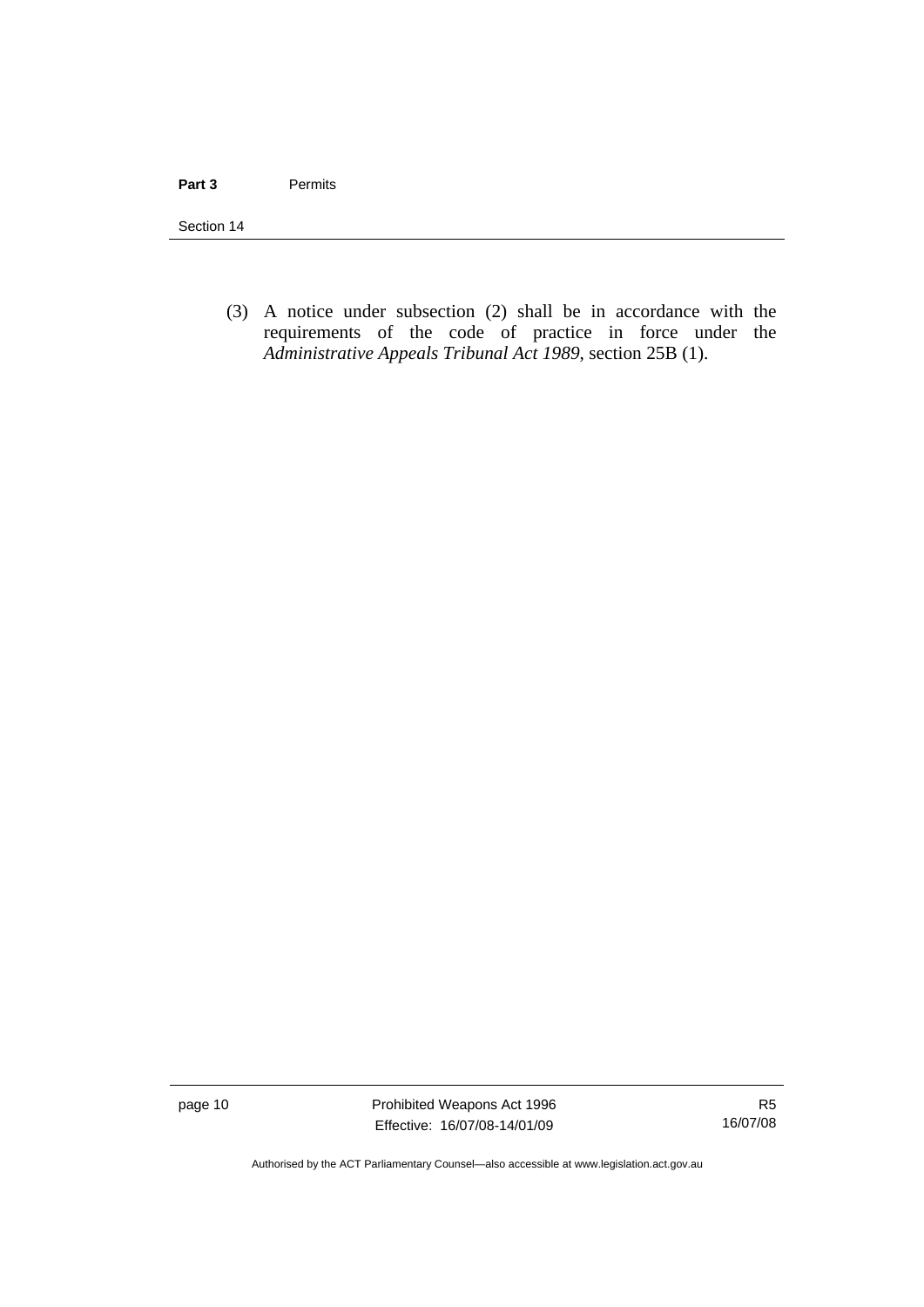(3) A notice under subsection (2) shall be in accordance with the requirements of the code of practice in force under the *Administrative Appeals Tribunal Act 1989*, section 25B (1).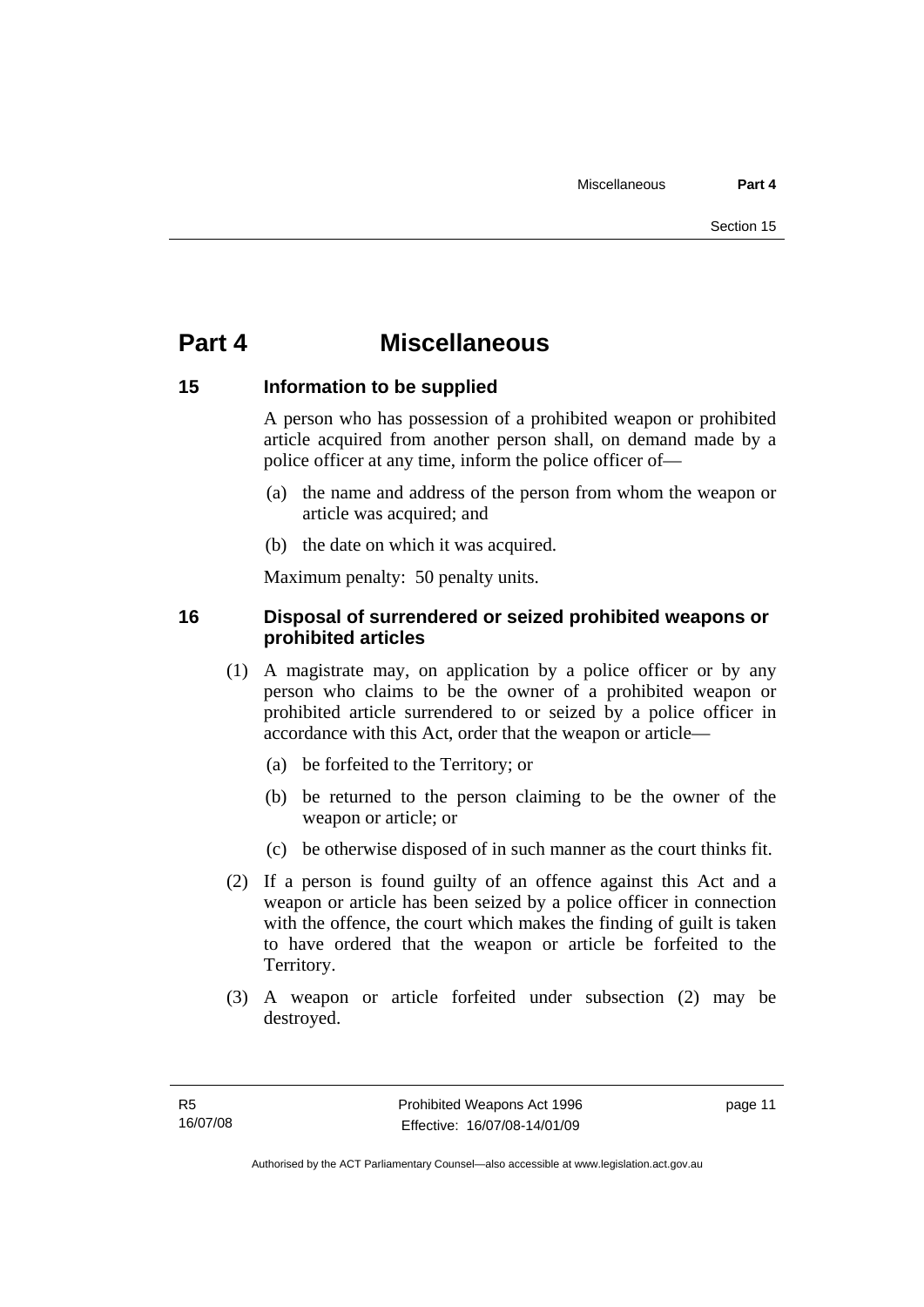# Part 4 Miscellaneous

## 15 Information to be supplied

A person who has possession of a prohibited weapon or prohibited article acquired from another person shall, on demand made by a police officer at any time, inform the police officer of—

(a) the name and address of the person from whom the weapon or article was acquired; and

(b) the date on which it was acquired.

Maximum penalty: 50 penalty units.

## 16 Disposal of surrendered or seized prohibited weapons or prohibited articles

(1) A magistrate may, on application by a police officer or by any person who claims to be the owner of a prohibited weapon or prohibited article surrendered to or seized by a police officer in accordance with this Act, order that the weapon or article—

(a) be forfeited to the Territory; or

(b) be returned to the person claiming to be the owner of the weapon or article; or

(c) be otherwise disposed of in such manner as the court thinks fit.

(2) If a person is found guilty of an offence against this Act and a weapon or article has been seized by a police officer in connection with the offence, the court which makes the finding of guilt is taken to have ordered that the weapon or article be forfeited to the Territory.

(3) A weapon or article forfeited under subsection (2) may be destroyed.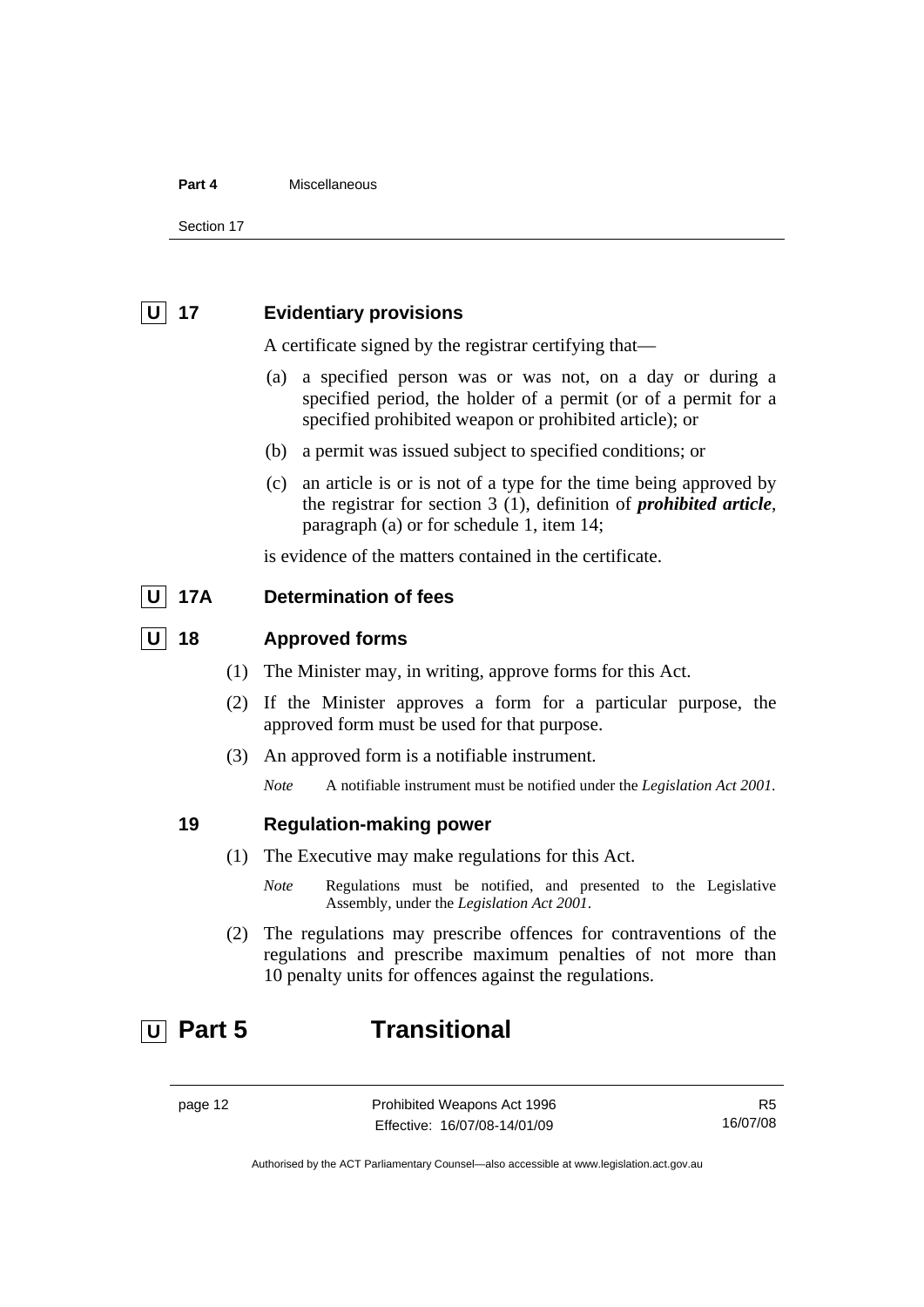### U 17 Evidentiary provisions

A certificate signed by the registrar certifying that—

(a) a specified person was or was not, on a day or during a specified period, the holder of a permit (or of a permit for a specified prohibited weapon or prohibited article); or

(b) a permit was issued subject to specified conditions; or

(c) an article is or is not of a type for the time being approved by the registrar for section 3 (1), definition of ***prohibited article***, paragraph (a) or for schedule 1, item 14;

is evidence of the matters contained in the certificate.

### U 17A Determination of fees

### U 18 Approved forms

(1) The Minister may, in writing, approve forms for this Act.

(2) If the Minister approves a form for a particular purpose, the approved form must be used for that purpose.

(3) An approved form is a notifiable instrument.

*Note* A notifiable instrument must be notified under the *Legislation Act 2001*.

### 19 Regulation-making power

(1) The Executive may make regulations for this Act.

*Note* Regulations must be notified, and presented to the Legislative Assembly, under the *Legislation Act 2001*.

(2) The regulations may prescribe offences for contraventions of the regulations and prescribe maximum penalties of not more than 10 penalty units for offences against the regulations.

## U Part 5 Transitional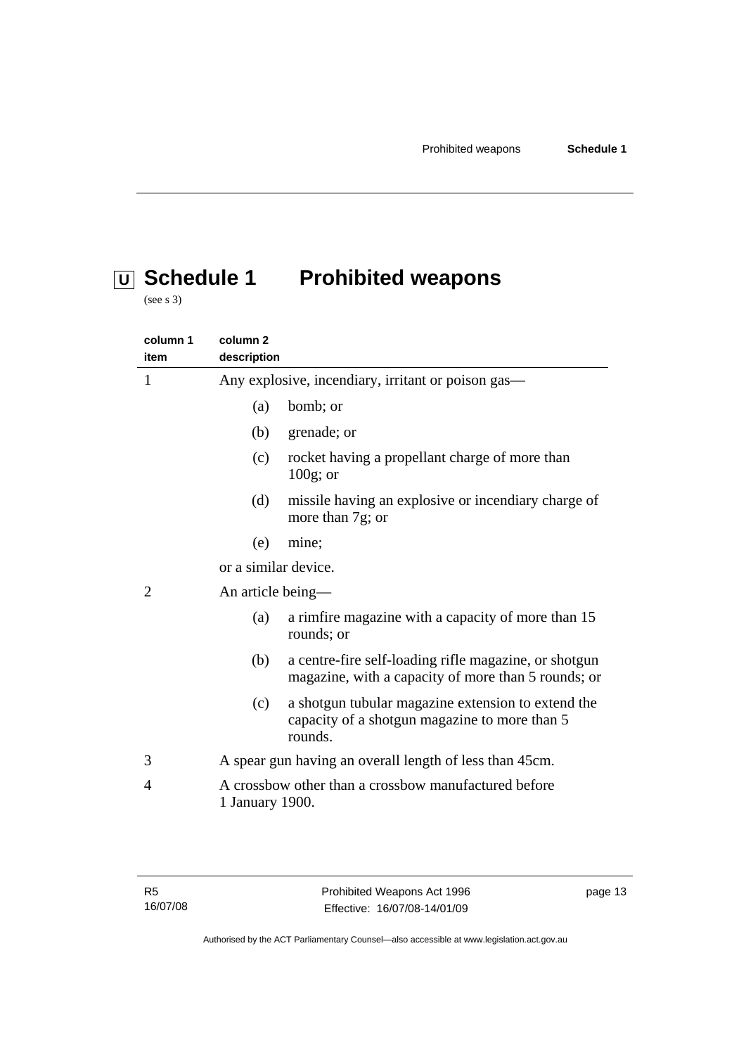# Schedule 1 Prohibited weapons

(see s 3)

| column 1 item | column 2 description |
|---|---|
| 1 | Any explosive, incendiary, irritant or poison gas—<br>(a) bomb; or<br>(b) grenade; or<br>(c) rocket having a propellant charge of more than 100g; or<br>(d) missile having an explosive or incendiary charge of more than 7g; or<br>(e) mine;<br>or a similar device. |
| 2 | An article being—<br>(a) a rimfire magazine with a capacity of more than 15 rounds; or<br>(b) a centre-fire self-loading rifle magazine, or shotgun magazine, with a capacity of more than 5 rounds; or<br>(c) a shotgun tubular magazine extension to extend the capacity of a shotgun magazine to more than 5 rounds. |
| 3 | A spear gun having an overall length of less than 45cm. |
| 4 | A crossbow other than a crossbow manufactured before 1 January 1900. |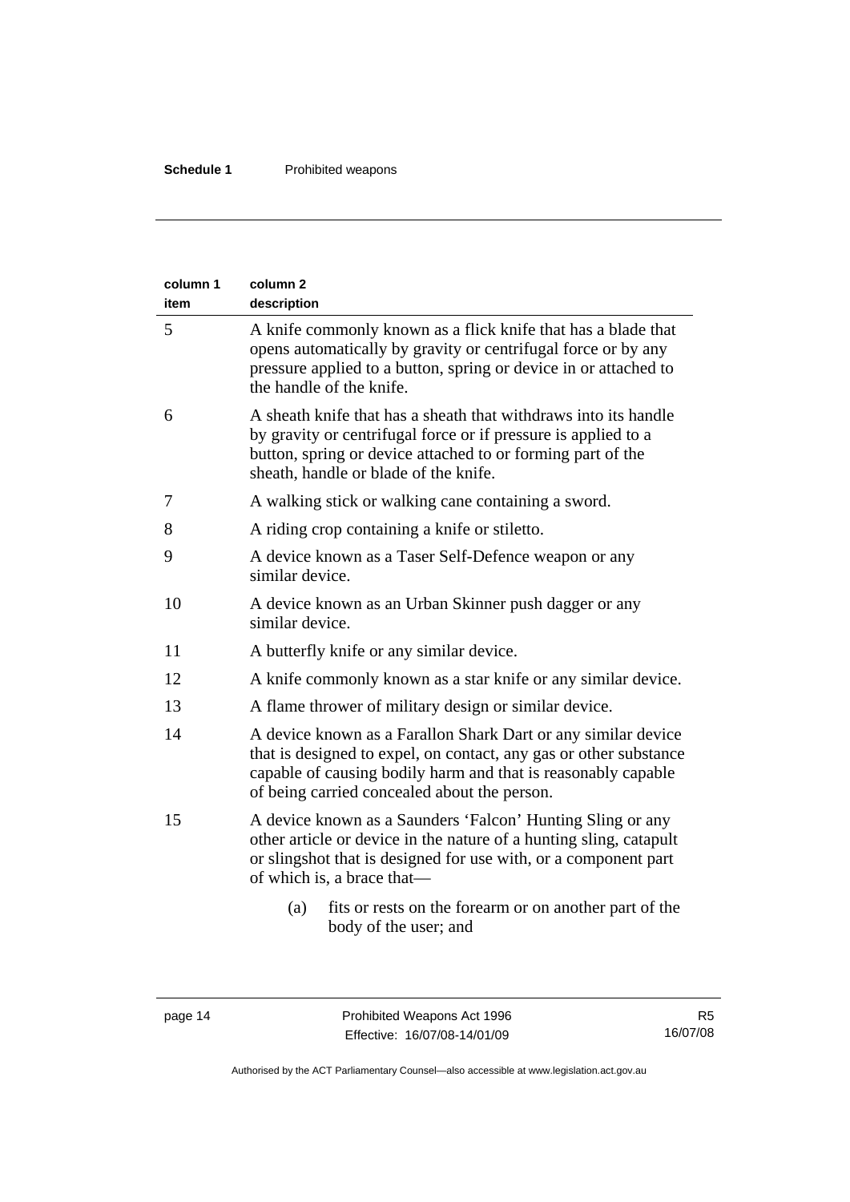| column 1 item | column 2 description |
|---|---|
| 5 | A knife commonly known as a flick knife that has a blade that opens automatically by gravity or centrifugal force or by any pressure applied to a button, spring or device in or attached to the handle of the knife. |
| 6 | A sheath knife that has a sheath that withdraws into its handle by gravity or centrifugal force or if pressure is applied to a button, spring or device attached to or forming part of the sheath, handle or blade of the knife. |
| 7 | A walking stick or walking cane containing a sword. |
| 8 | A riding crop containing a knife or stiletto. |
| 9 | A device known as a Taser Self-Defence weapon or any similar device. |
| 10 | A device known as an Urban Skinner push dagger or any similar device. |
| 11 | A butterfly knife or any similar device. |
| 12 | A knife commonly known as a star knife or any similar device. |
| 13 | A flame thrower of military design or similar device. |
| 14 | A device known as a Farallon Shark Dart or any similar device that is designed to expel, on contact, any gas or other substance capable of causing bodily harm and that is reasonably capable of being carried concealed about the person. |
| 15 | A device known as a Saunders 'Falcon' Hunting Sling or any other article or device in the nature of a hunting sling, catapult or slingshot that is designed for use with, or a component part of which is, a brace that—<br>(a) fits or rests on the forearm or on another part of the body of the user; and |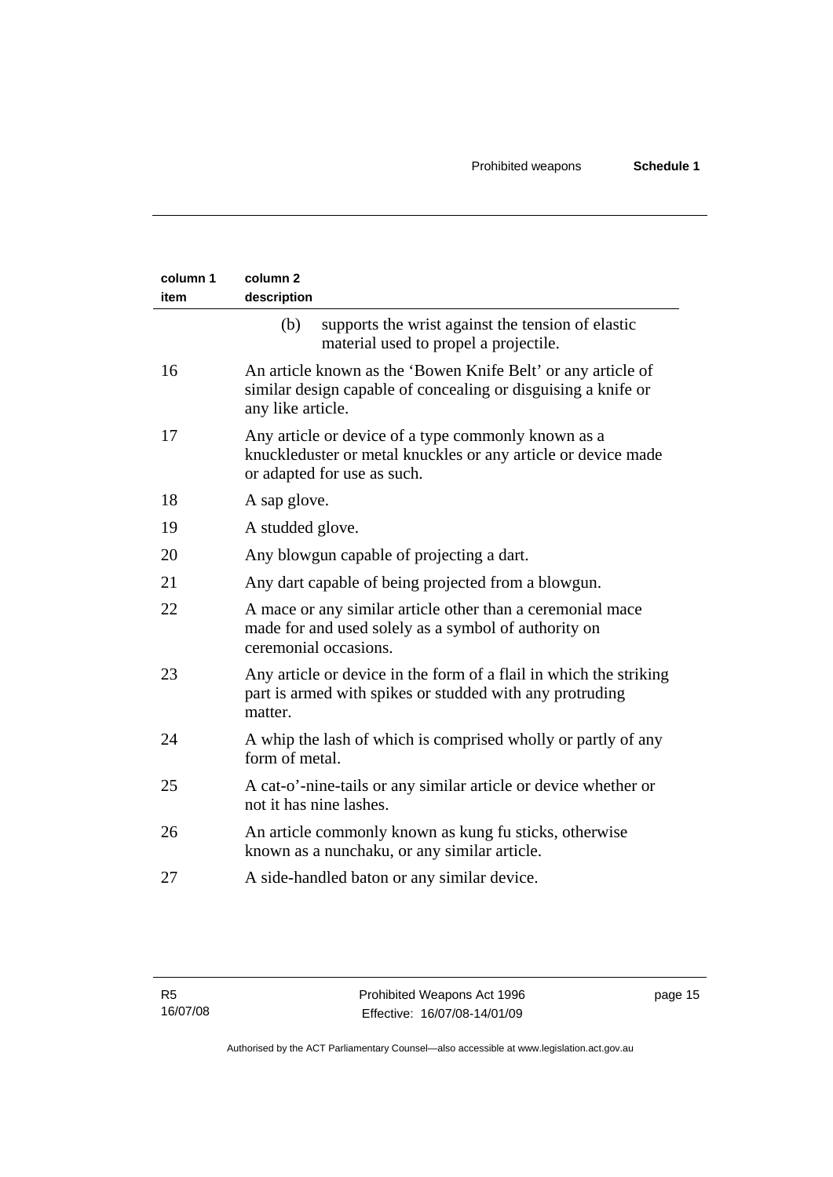| column 1 item | column 2 description |
|---|---|
| | (b) supports the wrist against the tension of elastic material used to propel a projectile. |
| 16 | An article known as the 'Bowen Knife Belt' or any article of similar design capable of concealing or disguising a knife or any like article. |
| 17 | Any article or device of a type commonly known as a knuckleduster or metal knuckles or any article or device made or adapted for use as such. |
| 18 | A sap glove. |
| 19 | A studded glove. |
| 20 | Any blowgun capable of projecting a dart. |
| 21 | Any dart capable of being projected from a blowgun. |
| 22 | A mace or any similar article other than a ceremonial mace made for and used solely as a symbol of authority on ceremonial occasions. |
| 23 | Any article or device in the form of a flail in which the striking part is armed with spikes or studded with any protruding matter. |
| 24 | A whip the lash of which is comprised wholly or partly of any form of metal. |
| 25 | A cat-o'-nine-tails or any similar article or device whether or not it has nine lashes. |
| 26 | An article commonly known as kung fu sticks, otherwise known as a nunchaku, or any similar article. |
| 27 | A side-handled baton or any similar device. |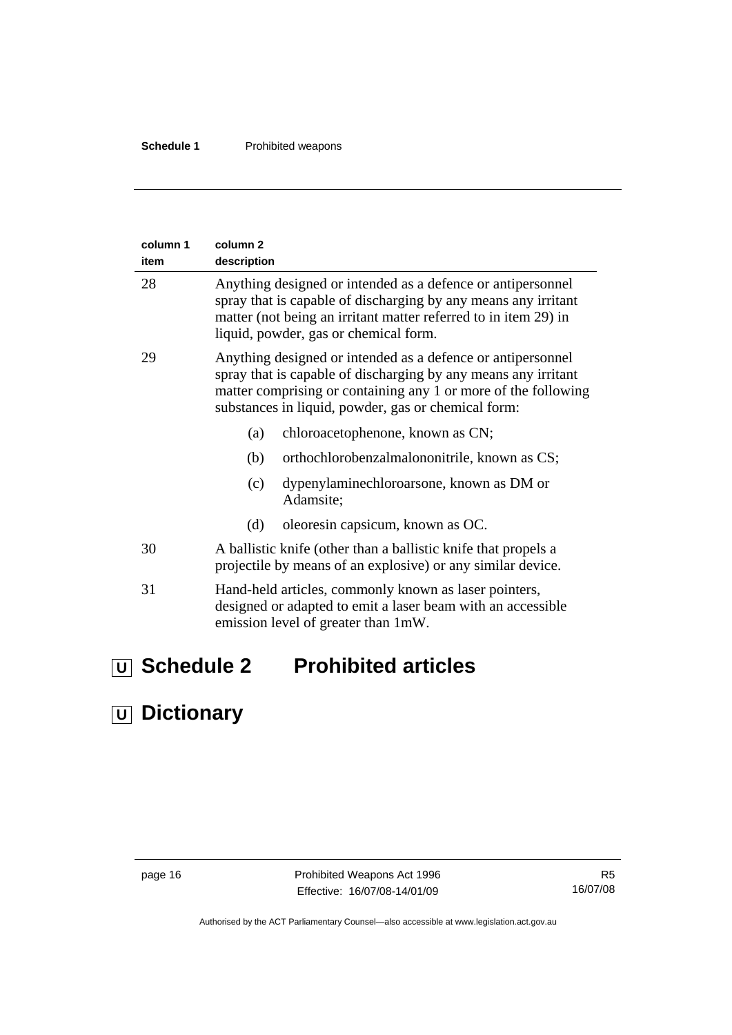| column 1 item | column 2 description |
|---|---|
| 28 | Anything designed or intended as a defence or antipersonnel spray that is capable of discharging by any means any irritant matter (not being an irritant matter referred to in item 29) in liquid, powder, gas or chemical form. |
| 29 | Anything designed or intended as a defence or antipersonnel spray that is capable of discharging by any means any irritant matter comprising or containing any 1 or more of the following substances in liquid, powder, gas or chemical form:<br>(a) chloroacetophenone, known as CN;<br>(b) orthochlorobenzalmalononitrile, known as CS;<br>(c) dypenylaminechloroarsone, known as DM or Adamsite;<br>(d) oleoresin capsicum, known as OC. |
| 30 | A ballistic knife (other than a ballistic knife that propels a projectile by means of an explosive) or any similar device. |
| 31 | Hand-held articles, commonly known as laser pointers, designed or adapted to emit a laser beam with an accessible emission level of greater than 1mW. |

# U Schedule 2 Prohibited articles

# U Dictionary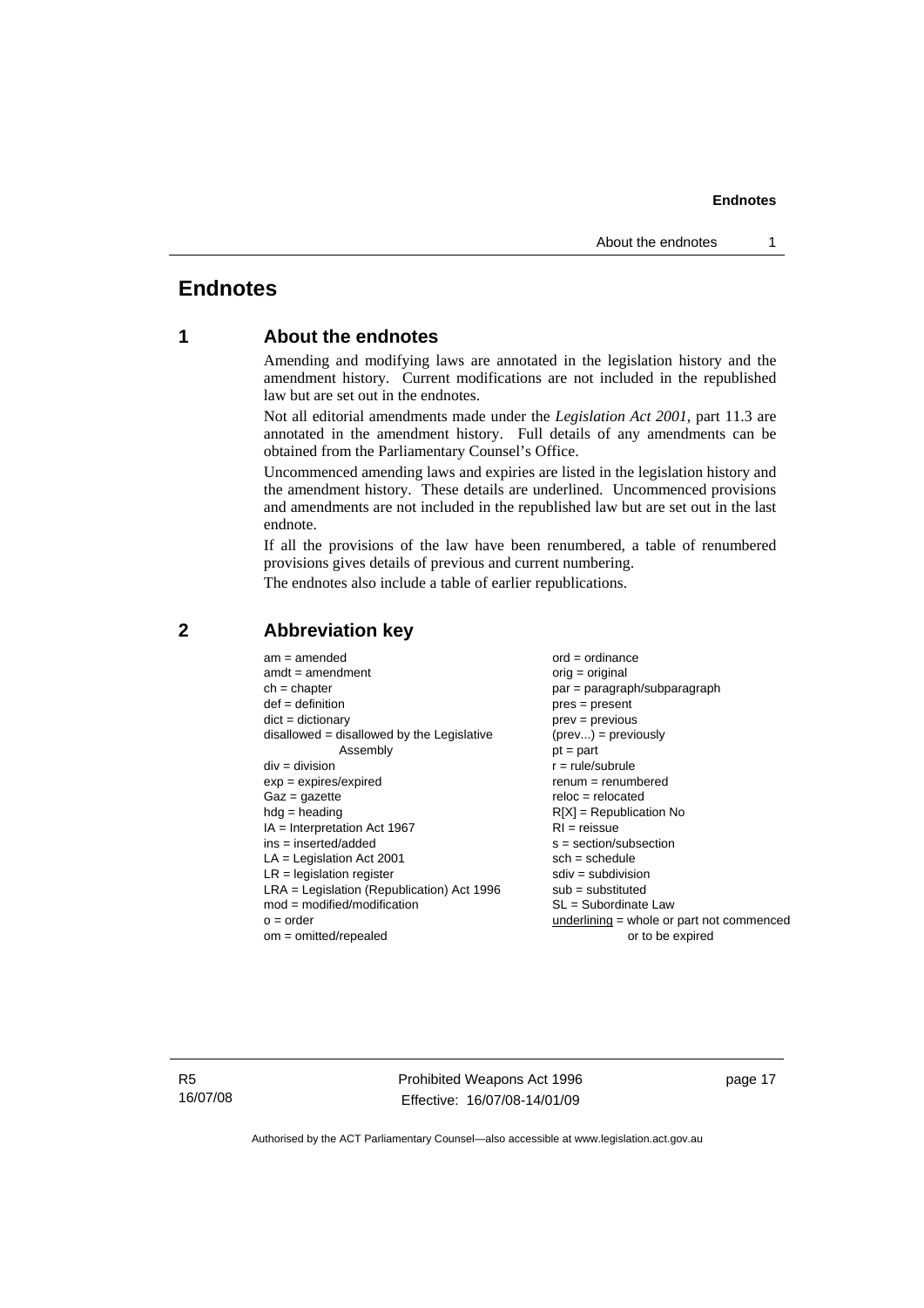# Endnotes

## 1 About the endnotes

Amending and modifying laws are annotated in the legislation history and the amendment history. Current modifications are not included in the republished law but are set out in the endnotes.

Not all editorial amendments made under the *Legislation Act 2001*, part 11.3 are annotated in the amendment history. Full details of any amendments can be obtained from the Parliamentary Counsel's Office.

Uncommenced amending laws and expiries are listed in the legislation history and the amendment history. These details are underlined. Uncommenced provisions and amendments are not included in the republished law but are set out in the last endnote.

If all the provisions of the law have been renumbered, a table of renumbered provisions gives details of previous and current numbering.

The endnotes also include a table of earlier republications.

## 2 Abbreviation key

am = amended
amdt = amendment
ch = chapter
def = definition
dict = dictionary
disallowed = disallowed by the Legislative Assembly
div = division
exp = expires/expired
Gaz = gazette
hdg = heading
IA = Interpretation Act 1967
ins = inserted/added
LA = Legislation Act 2001
LR = legislation register
LRA = Legislation (Republication) Act 1996
mod = modified/modification
o = order
om = omitted/repealed
ord = ordinance
orig = original
par = paragraph/subparagraph
pres = present
prev = previous
(prev...) = previously
pt = part
r = rule/subrule
renum = renumbered
reloc = relocated
R[X] = Republication No
RI = reissue
s = section/subsection
sch = schedule
sdiv = subdivision
sub = substituted
SL = Subordinate Law
<u>underlining</u> = whole or part not commenced or to be expired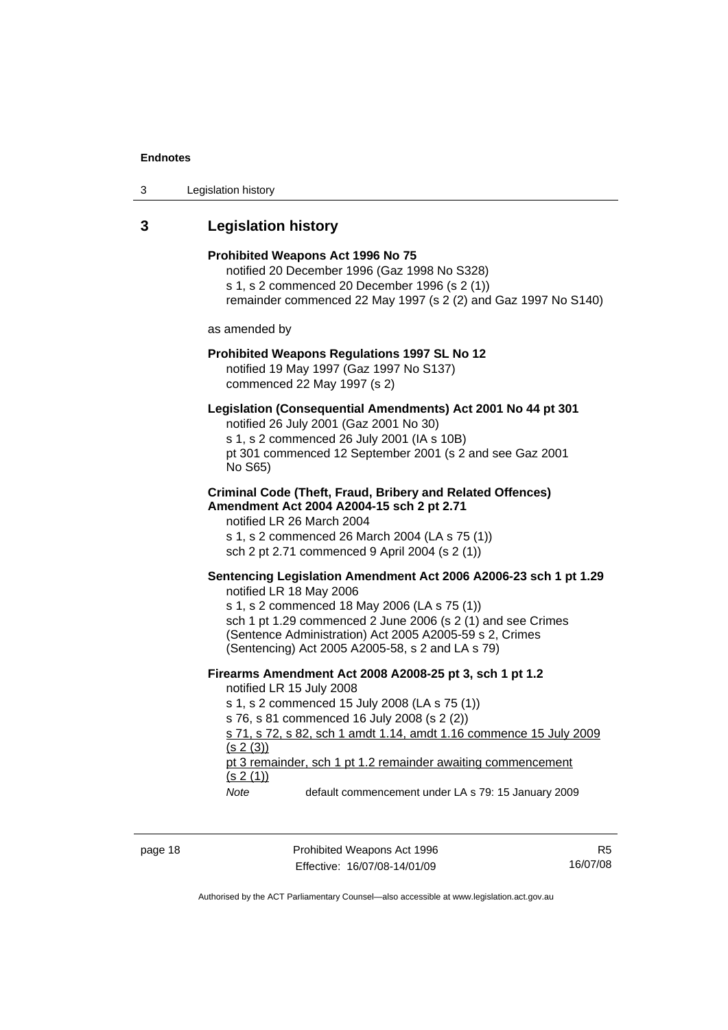## 3 Legislation history

**Prohibited Weapons Act 1996 No 75**
notified 20 December 1996 (Gaz 1998 No S328)
s 1, s 2 commenced 20 December 1996 (s 2 (1))
remainder commenced 22 May 1997 (s 2 (2) and Gaz 1997 No S140)

as amended by

**Prohibited Weapons Regulations 1997 SL No 12**
notified 19 May 1997 (Gaz 1997 No S137)
commenced 22 May 1997 (s 2)

**Legislation (Consequential Amendments) Act 2001 No 44 pt 301**
notified 26 July 2001 (Gaz 2001 No 30)
s 1, s 2 commenced 26 July 2001 (IA s 10B)
pt 301 commenced 12 September 2001 (s 2 and see Gaz 2001 No S65)

**Criminal Code (Theft, Fraud, Bribery and Related Offences) Amendment Act 2004 A2004-15 sch 2 pt 2.71**
notified LR 26 March 2004
s 1, s 2 commenced 26 March 2004 (LA s 75 (1))
sch 2 pt 2.71 commenced 9 April 2004 (s 2 (1))

**Sentencing Legislation Amendment Act 2006 A2006-23 sch 1 pt 1.29**
notified LR 18 May 2006
s 1, s 2 commenced 18 May 2006 (LA s 75 (1))
sch 1 pt 1.29 commenced 2 June 2006 (s 2 (1) and see Crimes (Sentence Administration) Act 2005 A2005-59 s 2, Crimes (Sentencing) Act 2005 A2005-58, s 2 and LA s 79)

**Firearms Amendment Act 2008 A2008-25 pt 3, sch 1 pt 1.2**
notified LR 15 July 2008
s 1, s 2 commenced 15 July 2008 (LA s 75 (1))
s 76, s 81 commenced 16 July 2008 (s 2 (2))
<u>s 71, s 72, s 82, sch 1 amdt 1.14, amdt 1.16 commence 15 July 2009 (s 2 (3))</u>
<u>pt 3 remainder, sch 1 pt 1.2 remainder awaiting commencement (s 2 (1))</u>
*Note* default commencement under LA s 79: 15 January 2009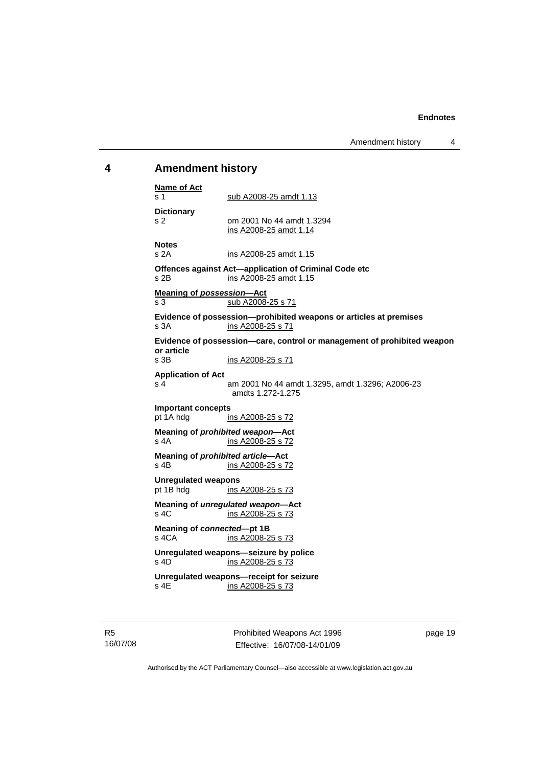# 4 Amendment history

**Name of Act**
s 1 sub A2008-25 amdt 1.13

**Dictionary**
s 2 om 2001 No 44 amdt 1.3294
ins A2008-25 amdt 1.14

**Notes**
s 2A ins A2008-25 amdt 1.15

**Offences against Act—application of Criminal Code etc**
s 2B ins A2008-25 amdt 1.15

**Meaning of *possession*—Act**
s 3 sub A2008-25 s 71

**Evidence of possession—prohibited weapons or articles at premises**
s 3A ins A2008-25 s 71

**Evidence of possession—care, control or management of prohibited weapon or article**
s 3B ins A2008-25 s 71

**Application of Act**
s 4 am 2001 No 44 amdt 1.3295, amdt 1.3296; A2006-23 amdts 1.272-1.275

**Important concepts**
pt 1A hdg ins A2008-25 s 72

**Meaning of *prohibited weapon*—Act**
s 4A ins A2008-25 s 72

**Meaning of *prohibited article*—Act**
s 4B ins A2008-25 s 72

**Unregulated weapons**
pt 1B hdg ins A2008-25 s 73

**Meaning of *unregulated weapon*—Act**
s 4C ins A2008-25 s 73

**Meaning of *connected*—pt 1B**
s 4CA ins A2008-25 s 73

**Unregulated weapons—seizure by police**
s 4D ins A2008-25 s 73

**Unregulated weapons—receipt for seizure**
s 4E ins A2008-25 s 73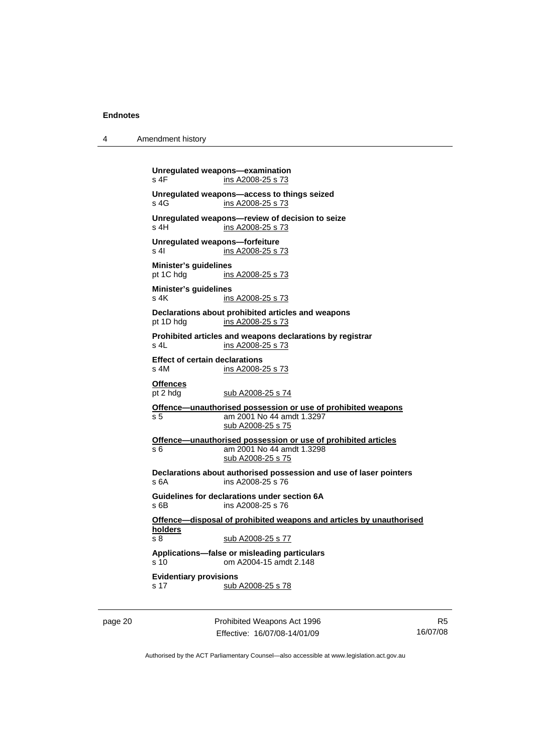**Unregulated weapons—examination**
s 4F ins A2008-25 s 73

**Unregulated weapons—access to things seized**
s 4G ins A2008-25 s 73

**Unregulated weapons—review of decision to seize**
s 4H ins A2008-25 s 73

**Unregulated weapons—forfeiture**
s 4I ins A2008-25 s 73

**Minister's guidelines**
pt 1C hdg ins A2008-25 s 73

**Minister's guidelines**
s 4K ins A2008-25 s 73

**Declarations about prohibited articles and weapons**
pt 1D hdg ins A2008-25 s 73

**Prohibited articles and weapons declarations by registrar**
s 4L ins A2008-25 s 73

**Effect of certain declarations**
s 4M ins A2008-25 s 73

**Offences**
pt 2 hdg sub A2008-25 s 74

**Offence—unauthorised possession or use of prohibited weapons**
s 5 am 2001 No 44 amdt 1.3297
sub A2008-25 s 75

**Offence—unauthorised possession or use of prohibited articles**
s 6 am 2001 No 44 amdt 1.3298
sub A2008-25 s 75

**Declarations about authorised possession and use of laser pointers**
s 6A ins A2008-25 s 76

**Guidelines for declarations under section 6A**
s 6B ins A2008-25 s 76

**Offence—disposal of prohibited weapons and articles by unauthorised holders**
s 8 sub A2008-25 s 77

**Applications—false or misleading particulars**
s 10 om A2004-15 amdt 2.148

**Evidentiary provisions**
s 17 sub A2008-25 s 78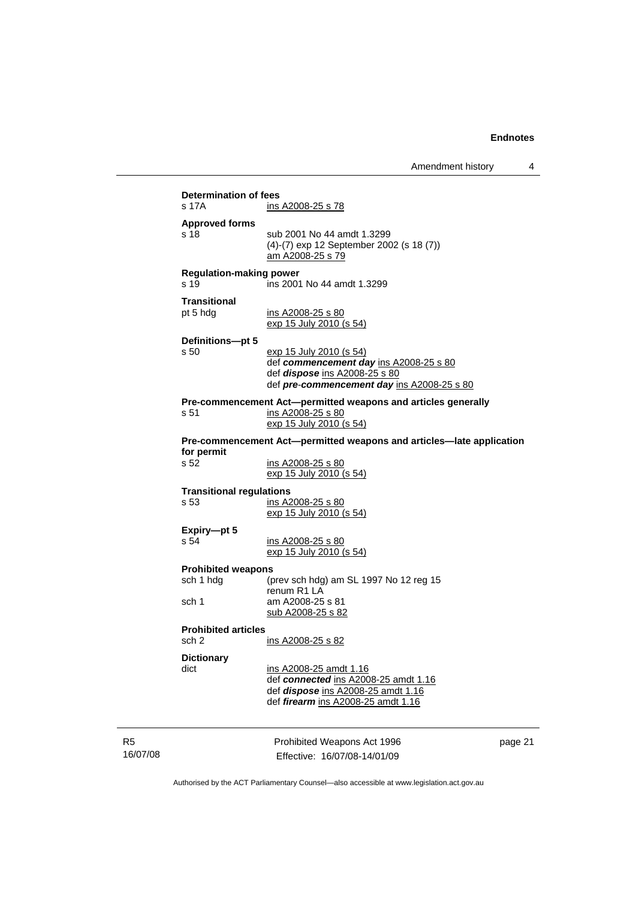**Determination of fees**

s 17A ins A2008-25 s 78

**Approved forms**

s 18 sub 2001 No 44 amdt 1.3299
(4)-(7) exp 12 September 2002 (s 18 (7))
am A2008-25 s 79

**Regulation-making power**

s 19 ins 2001 No 44 amdt 1.3299

**Transitional**

pt 5 hdg ins A2008-25 s 80
exp 15 July 2010 (s 54)

**Definitions—pt 5**

s 50 exp 15 July 2010 (s 54)
def ***commencement day*** ins A2008-25 s 80
def ***dispose*** ins A2008-25 s 80
def ***pre-commencement day*** ins A2008-25 s 80

**Pre-commencement Act—permitted weapons and articles generally**

s 51 ins A2008-25 s 80
exp 15 July 2010 (s 54)

**Pre-commencement Act—permitted weapons and articles—late application for permit**

s 52 ins A2008-25 s 80
exp 15 July 2010 (s 54)

**Transitional regulations**

s 53 ins A2008-25 s 80
exp 15 July 2010 (s 54)

**Expiry—pt 5**

s 54 ins A2008-25 s 80
exp 15 July 2010 (s 54)

**Prohibited weapons**

sch 1 hdg (prev sch hdg) am SL 1997 No 12 reg 15
renum R1 LA

sch 1 am A2008-25 s 81
sub A2008-25 s 82

**Prohibited articles**

sch 2 ins A2008-25 s 82

**Dictionary**

dict ins A2008-25 amdt 1.16
def ***connected*** ins A2008-25 amdt 1.16
def ***dispose*** ins A2008-25 amdt 1.16
def ***firearm*** ins A2008-25 amdt 1.16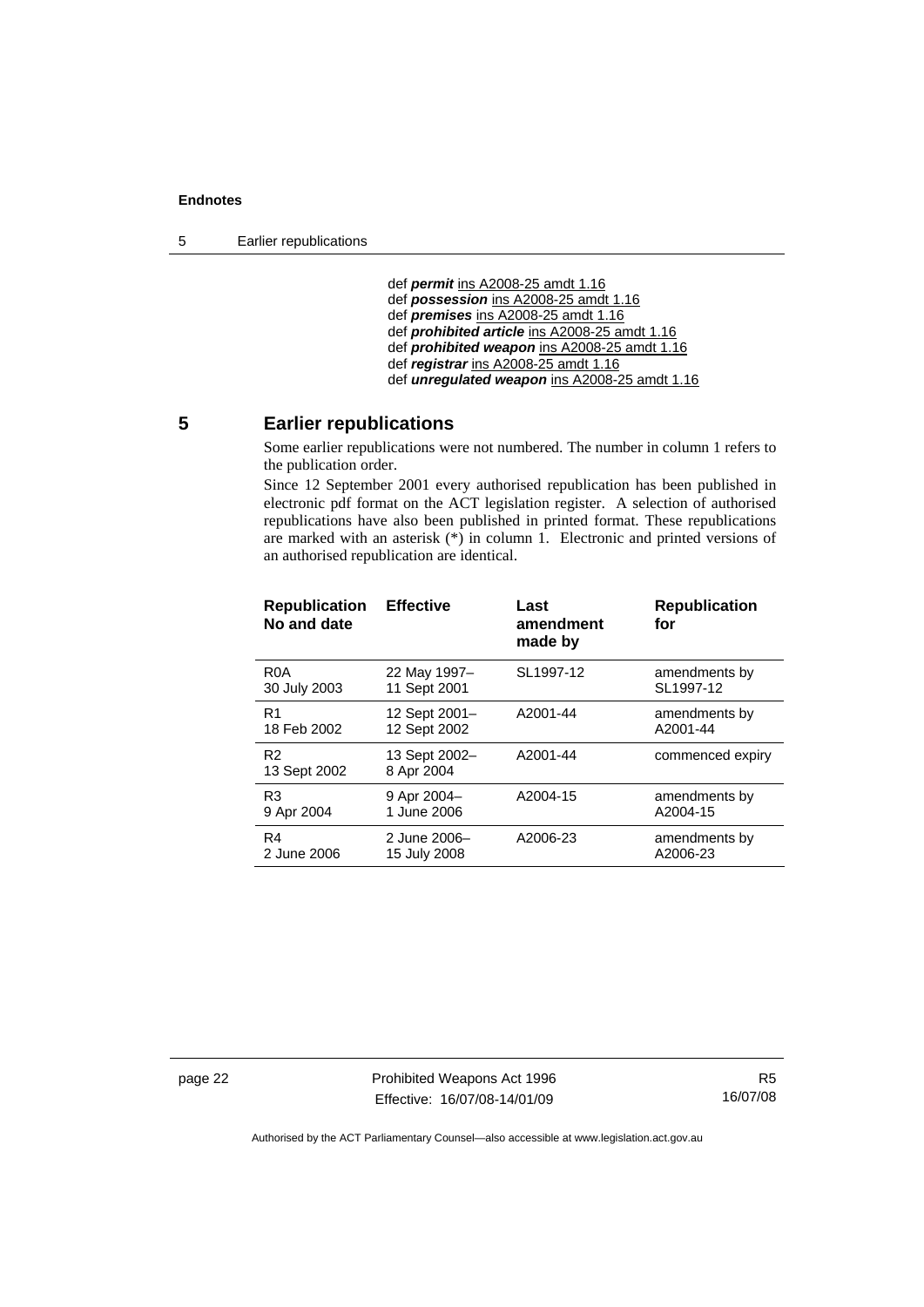def ***permit*** ins A2008-25 amdt 1.16
def ***possession*** ins A2008-25 amdt 1.16
def ***premises*** ins A2008-25 amdt 1.16
def ***prohibited article*** ins A2008-25 amdt 1.16
def ***prohibited weapon*** ins A2008-25 amdt 1.16
def ***registrar*** ins A2008-25 amdt 1.16
def ***unregulated weapon*** ins A2008-25 amdt 1.16

## 5 Earlier republications

Some earlier republications were not numbered. The number in column 1 refers to the publication order.

Since 12 September 2001 every authorised republication has been published in electronic pdf format on the ACT legislation register. A selection of authorised republications have also been published in printed format. These republications are marked with an asterisk (*) in column 1. Electronic and printed versions of an authorised republication are identical.

| Republication No and date | Effective | Last amendment made by | Republication for |
|---|---|---|---|
| R0A 30 July 2003 | 22 May 1997– 11 Sept 2001 | SL1997-12 | amendments by SL1997-12 |
| R1 18 Feb 2002 | 12 Sept 2001– 12 Sept 2002 | A2001-44 | amendments by A2001-44 |
| R2 13 Sept 2002 | 13 Sept 2002– 8 Apr 2004 | A2001-44 | commenced expiry |
| R3 9 Apr 2004 | 9 Apr 2004– 1 June 2006 | A2004-15 | amendments by A2004-15 |
| R4 2 June 2006 | 2 June 2006– 15 July 2008 | A2006-23 | amendments by A2006-23 |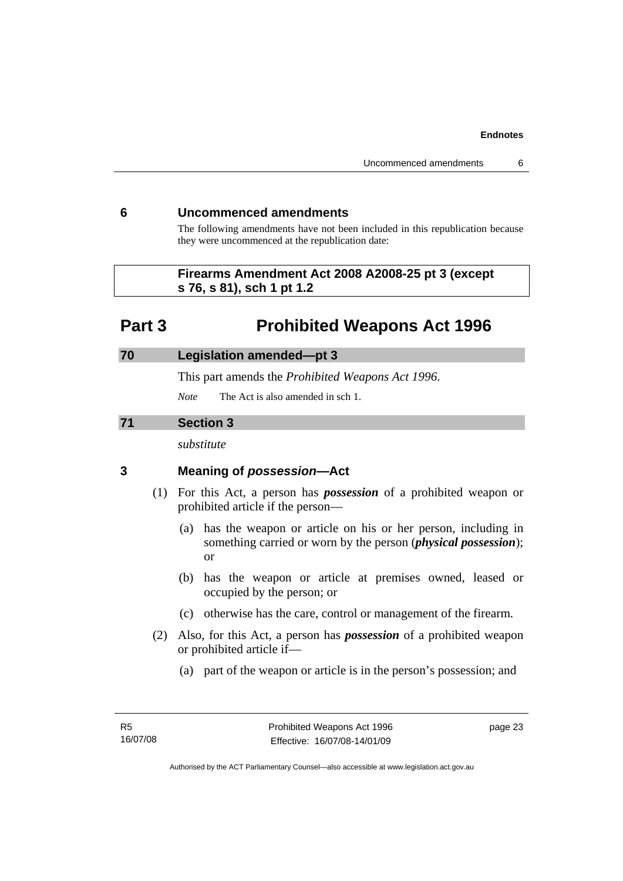## 6 Uncommenced amendments

The following amendments have not been included in this republication because they were uncommenced at the republication date:

**Firearms Amendment Act 2008 A2008-25 pt 3 (except s 76, s 81), sch 1 pt 1.2**

# Part 3 Prohibited Weapons Act 1996

### 70 Legislation amended—pt 3

This part amends the *Prohibited Weapons Act 1996*.

*Note* The Act is also amended in sch 1.

### 71 Section 3

*substitute*

### 3 Meaning of *possession*—Act

(1) For this Act, a person has ***possession*** of a prohibited weapon or prohibited article if the person—

(a) has the weapon or article on his or her person, including in something carried or worn by the person (***physical possession***); or

(b) has the weapon or article at premises owned, leased or occupied by the person; or

(c) otherwise has the care, control or management of the firearm.

(2) Also, for this Act, a person has ***possession*** of a prohibited weapon or prohibited article if—

(a) part of the weapon or article is in the person's possession; and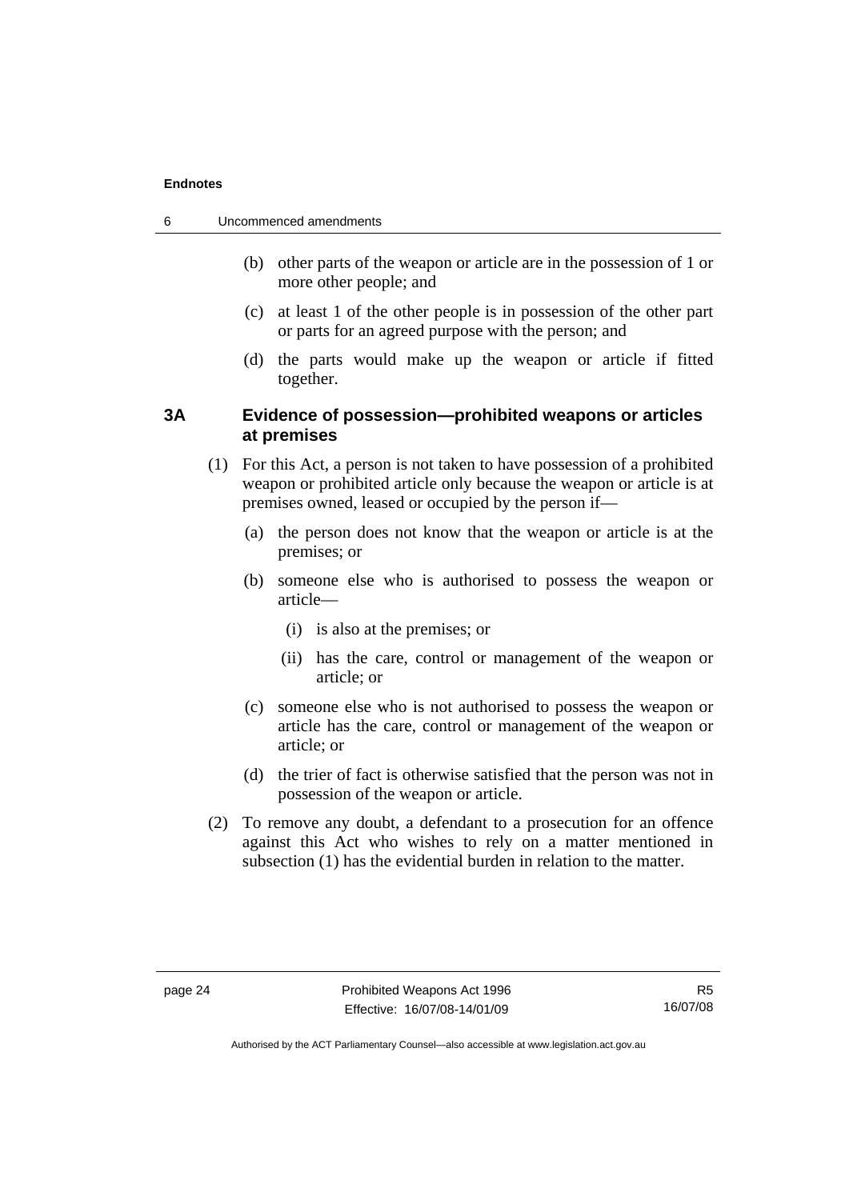(b) other parts of the weapon or article are in the possession of 1 or more other people; and

(c) at least 1 of the other people is in possession of the other part or parts for an agreed purpose with the person; and

(d) the parts would make up the weapon or article if fitted together.

### 3A Evidence of possession—prohibited weapons or articles at premises

(1) For this Act, a person is not taken to have possession of a prohibited weapon or prohibited article only because the weapon or article is at premises owned, leased or occupied by the person if—

(a) the person does not know that the weapon or article is at the premises; or

(b) someone else who is authorised to possess the weapon or article—

(i) is also at the premises; or

(ii) has the care, control or management of the weapon or article; or

(c) someone else who is not authorised to possess the weapon or article has the care, control or management of the weapon or article; or

(d) the trier of fact is otherwise satisfied that the person was not in possession of the weapon or article.

(2) To remove any doubt, a defendant to a prosecution for an offence against this Act who wishes to rely on a matter mentioned in subsection (1) has the evidential burden in relation to the matter.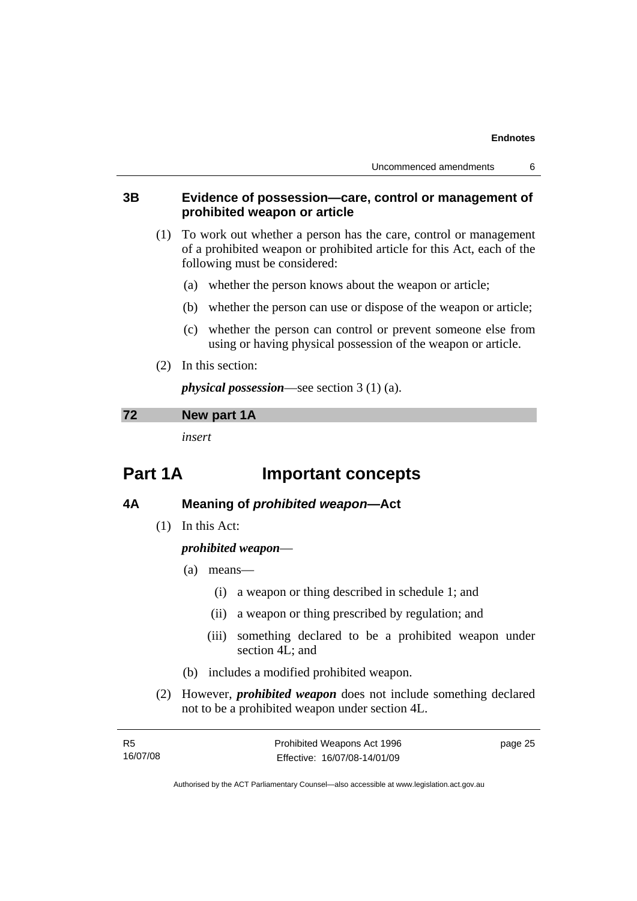### 3B Evidence of possession—care, control or management of prohibited weapon or article

(1) To work out whether a person has the care, control or management of a prohibited weapon or prohibited article for this Act, each of the following must be considered:

(a) whether the person knows about the weapon or article;

(b) whether the person can use or dispose of the weapon or article;

(c) whether the person can control or prevent someone else from using or having physical possession of the weapon or article.

(2) In this section:

***physical possession***—see section 3 (1) (a).

**72 New part 1A**

*insert*

# Part 1A Important concepts

### 4A Meaning of *prohibited weapon*—Act

(1) In this Act:

***prohibited weapon***—

(a) means—

(i) a weapon or thing described in schedule 1; and

(ii) a weapon or thing prescribed by regulation; and

(iii) something declared to be a prohibited weapon under section 4L; and

(b) includes a modified prohibited weapon.

(2) However, ***prohibited weapon*** does not include something declared not to be a prohibited weapon under section 4L.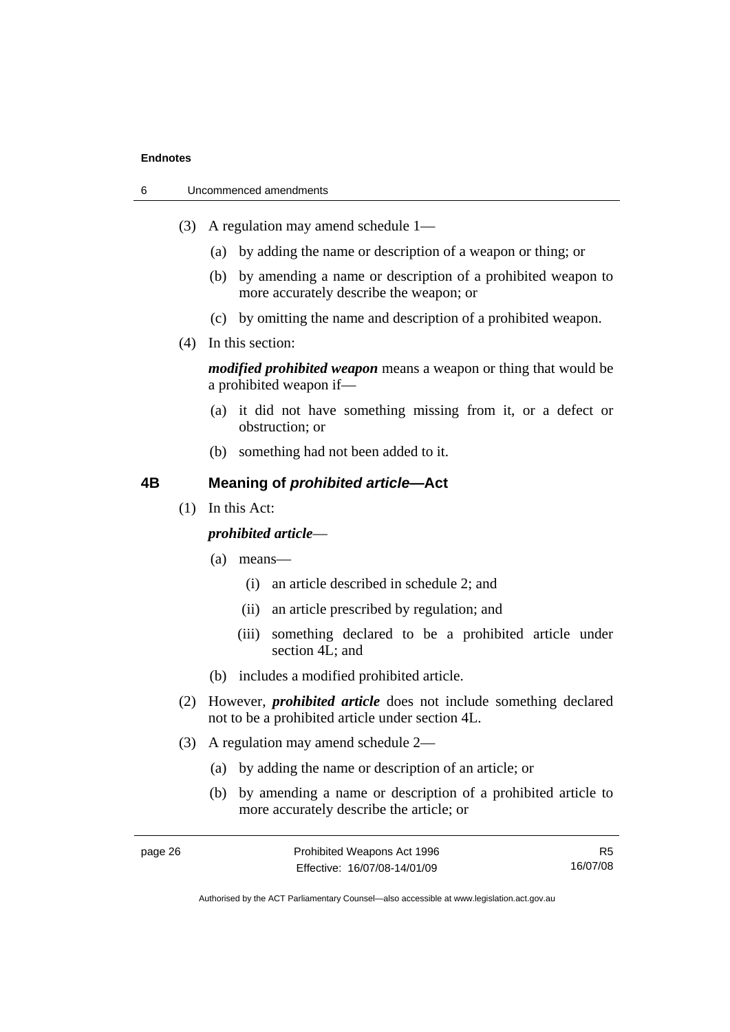(3) A regulation may amend schedule 1—

(a) by adding the name or description of a weapon or thing; or

(b) by amending a name or description of a prohibited weapon to more accurately describe the weapon; or

(c) by omitting the name and description of a prohibited weapon.

(4) In this section:

***modified prohibited weapon*** means a weapon or thing that would be a prohibited weapon if—

(a) it did not have something missing from it, or a defect or obstruction; or

(b) something had not been added to it.

### 4B Meaning of *prohibited article*—Act

(1) In this Act:

***prohibited article***—

(a) means—

(i) an article described in schedule 2; and

(ii) an article prescribed by regulation; and

(iii) something declared to be a prohibited article under section 4L; and

(b) includes a modified prohibited article.

(2) However, ***prohibited article*** does not include something declared not to be a prohibited article under section 4L.

(3) A regulation may amend schedule 2—

(a) by adding the name or description of an article; or

(b) by amending a name or description of a prohibited article to more accurately describe the article; or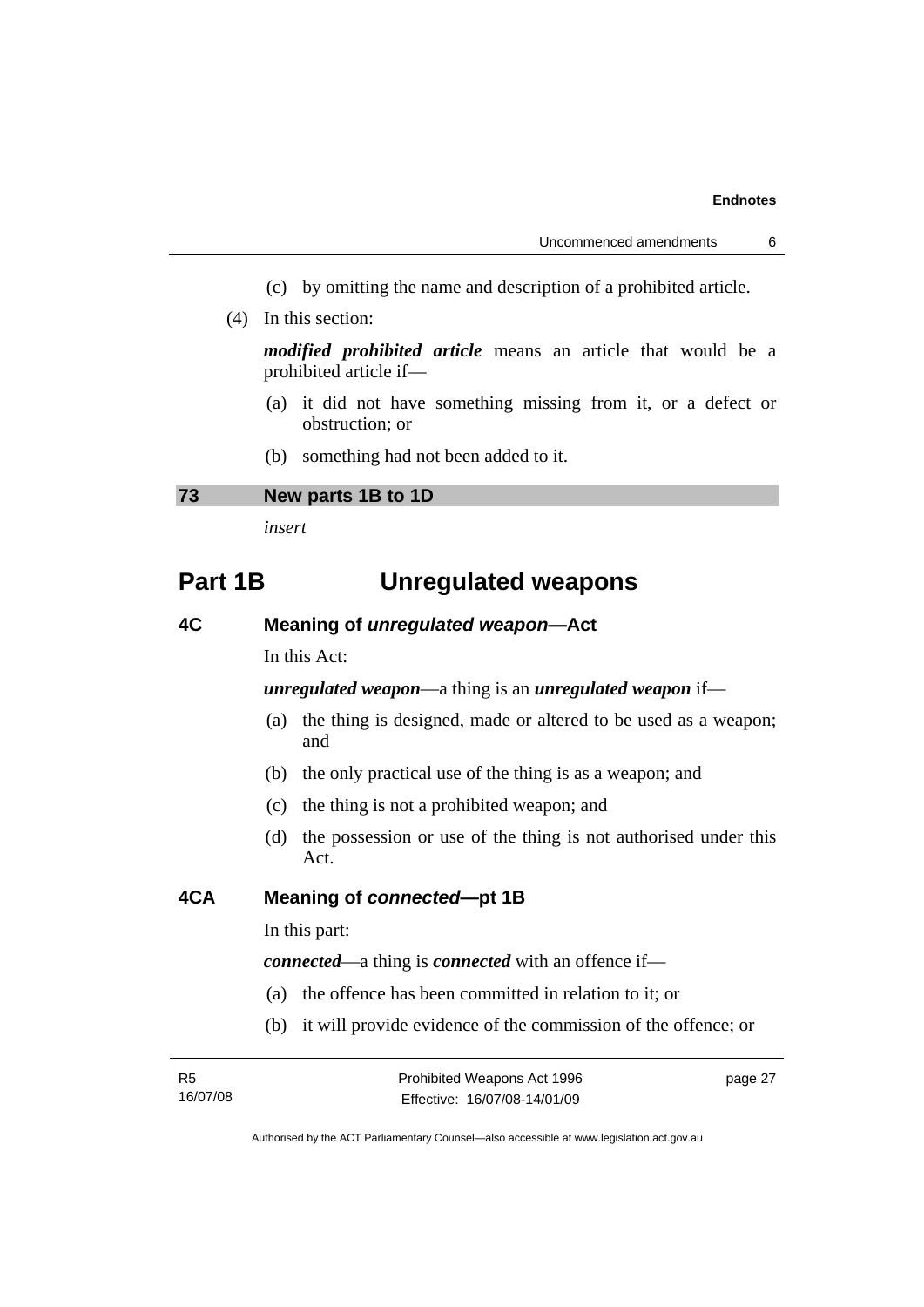(c) by omitting the name and description of a prohibited article.

(4) In this section:

***modified prohibited article*** means an article that would be a prohibited article if—

(a) it did not have something missing from it, or a defect or obstruction; or

(b) something had not been added to it.

### 73 New parts 1B to 1D

*insert*

## Part 1B Unregulated weapons

### 4C Meaning of *unregulated weapon*—Act

In this Act:

***unregulated weapon***—a thing is an ***unregulated weapon*** if—

(a) the thing is designed, made or altered to be used as a weapon; and

(b) the only practical use of the thing is as a weapon; and

(c) the thing is not a prohibited weapon; and

(d) the possession or use of the thing is not authorised under this Act.

### 4CA Meaning of *connected*—pt 1B

In this part:

***connected***—a thing is ***connected*** with an offence if—

(a) the offence has been committed in relation to it; or

(b) it will provide evidence of the commission of the offence; or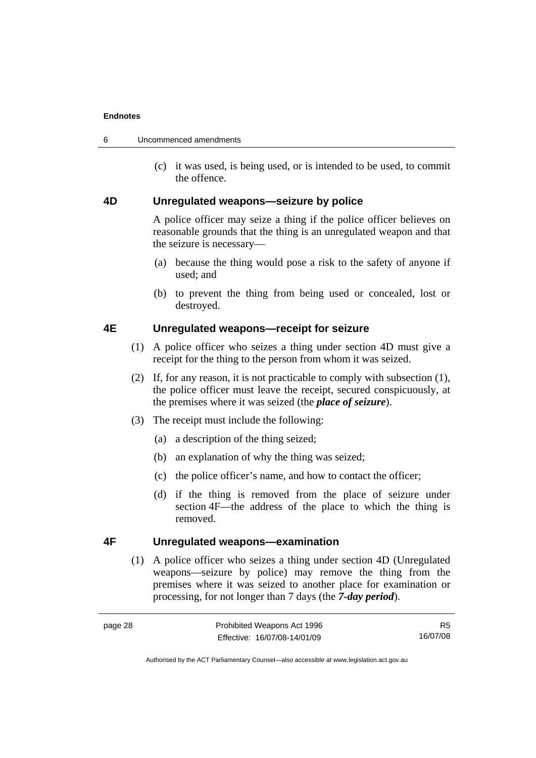(c) it was used, is being used, or is intended to be used, to commit the offence.

### 4D Unregulated weapons—seizure by police

A police officer may seize a thing if the police officer believes on reasonable grounds that the thing is an unregulated weapon and that the seizure is necessary—

(a) because the thing would pose a risk to the safety of anyone if used; and

(b) to prevent the thing from being used or concealed, lost or destroyed.

### 4E Unregulated weapons—receipt for seizure

(1) A police officer who seizes a thing under section 4D must give a receipt for the thing to the person from whom it was seized.

(2) If, for any reason, it is not practicable to comply with subsection (1), the police officer must leave the receipt, secured conspicuously, at the premises where it was seized (the ***place of seizure***).

(3) The receipt must include the following:

(a) a description of the thing seized;

(b) an explanation of why the thing was seized;

(c) the police officer's name, and how to contact the officer;

(d) if the thing is removed from the place of seizure under section 4F—the address of the place to which the thing is removed.

### 4F Unregulated weapons—examination

(1) A police officer who seizes a thing under section 4D (Unregulated weapons—seizure by police) may remove the thing from the premises where it was seized to another place for examination or processing, for not longer than 7 days (the ***7-day period***).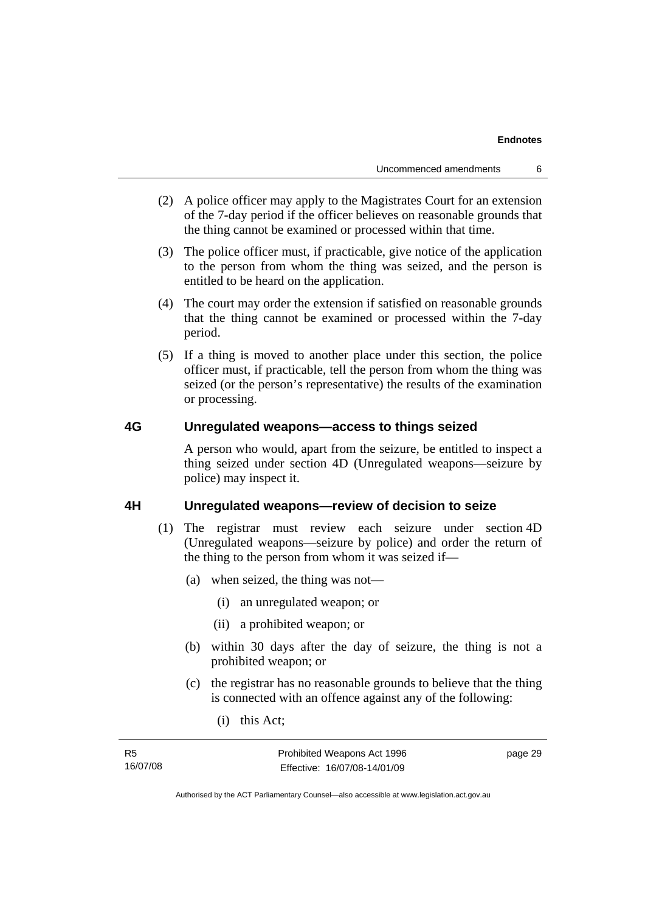(2) A police officer may apply to the Magistrates Court for an extension of the 7-day period if the officer believes on reasonable grounds that the thing cannot be examined or processed within that time.

(3) The police officer must, if practicable, give notice of the application to the person from whom the thing was seized, and the person is entitled to be heard on the application.

(4) The court may order the extension if satisfied on reasonable grounds that the thing cannot be examined or processed within the 7-day period.

(5) If a thing is moved to another place under this section, the police officer must, if practicable, tell the person from whom the thing was seized (or the person's representative) the results of the examination or processing.

### 4G Unregulated weapons—access to things seized

A person who would, apart from the seizure, be entitled to inspect a thing seized under section 4D (Unregulated weapons—seizure by police) may inspect it.

### 4H Unregulated weapons—review of decision to seize

(1) The registrar must review each seizure under section 4D (Unregulated weapons—seizure by police) and order the return of the thing to the person from whom it was seized if—

(a) when seized, the thing was not—

(i) an unregulated weapon; or

(ii) a prohibited weapon; or

(b) within 30 days after the day of seizure, the thing is not a prohibited weapon; or

(c) the registrar has no reasonable grounds to believe that the thing is connected with an offence against any of the following:

(i) this Act;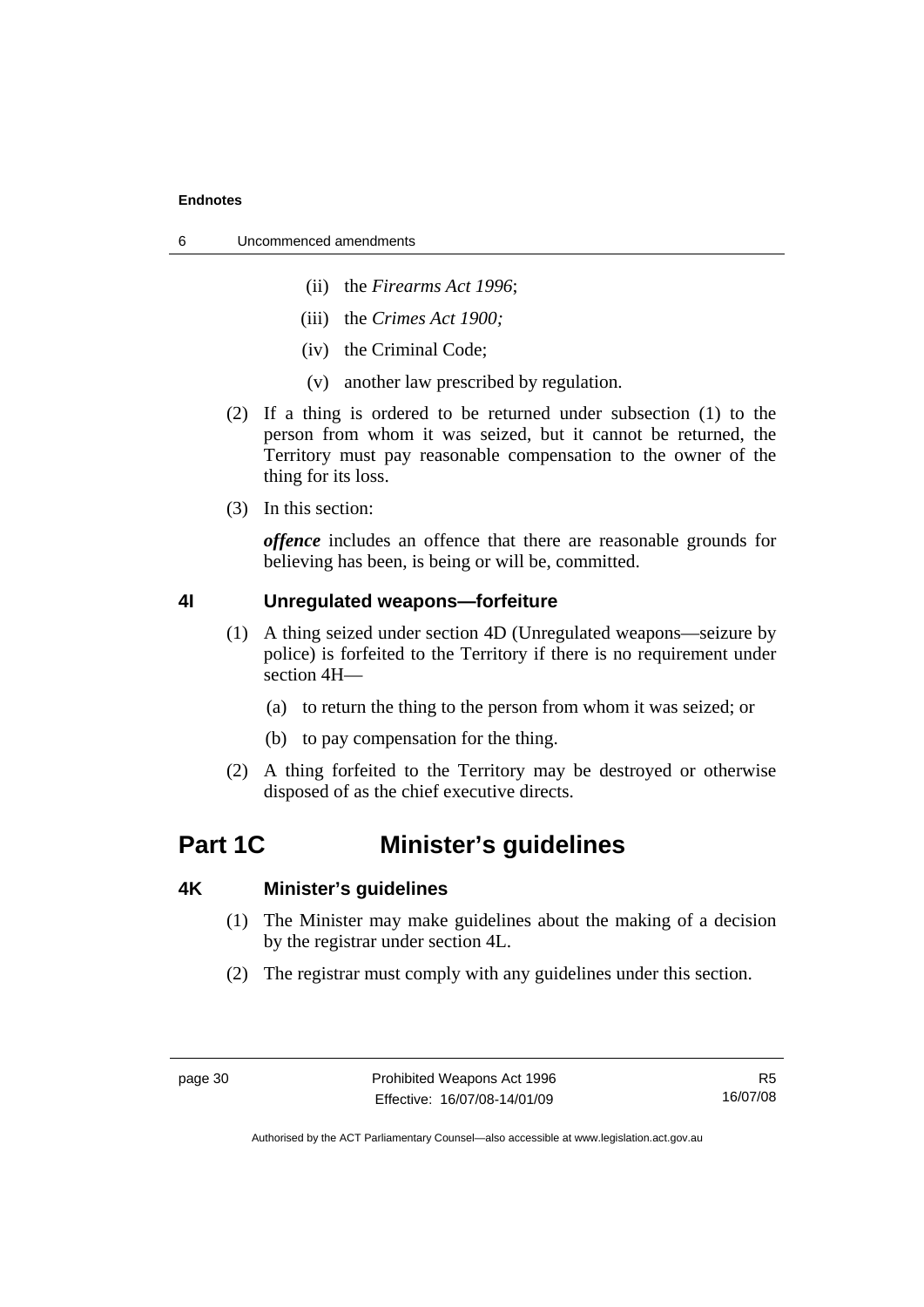(ii) the *Firearms Act 1996*;

(iii) the *Crimes Act 1900;*

(iv) the Criminal Code;

(v) another law prescribed by regulation.

(2) If a thing is ordered to be returned under subsection (1) to the person from whom it was seized, but it cannot be returned, the Territory must pay reasonable compensation to the owner of the thing for its loss.

(3) In this section:

***offence*** includes an offence that there are reasonable grounds for believing has been, is being or will be, committed.

### 4I Unregulated weapons—forfeiture

(1) A thing seized under section 4D (Unregulated weapons—seizure by police) is forfeited to the Territory if there is no requirement under section 4H—

(a) to return the thing to the person from whom it was seized; or

(b) to pay compensation for the thing.

(2) A thing forfeited to the Territory may be destroyed or otherwise disposed of as the chief executive directs.

## Part 1C Minister's guidelines

### 4K Minister's guidelines

(1) The Minister may make guidelines about the making of a decision by the registrar under section 4L.

(2) The registrar must comply with any guidelines under this section.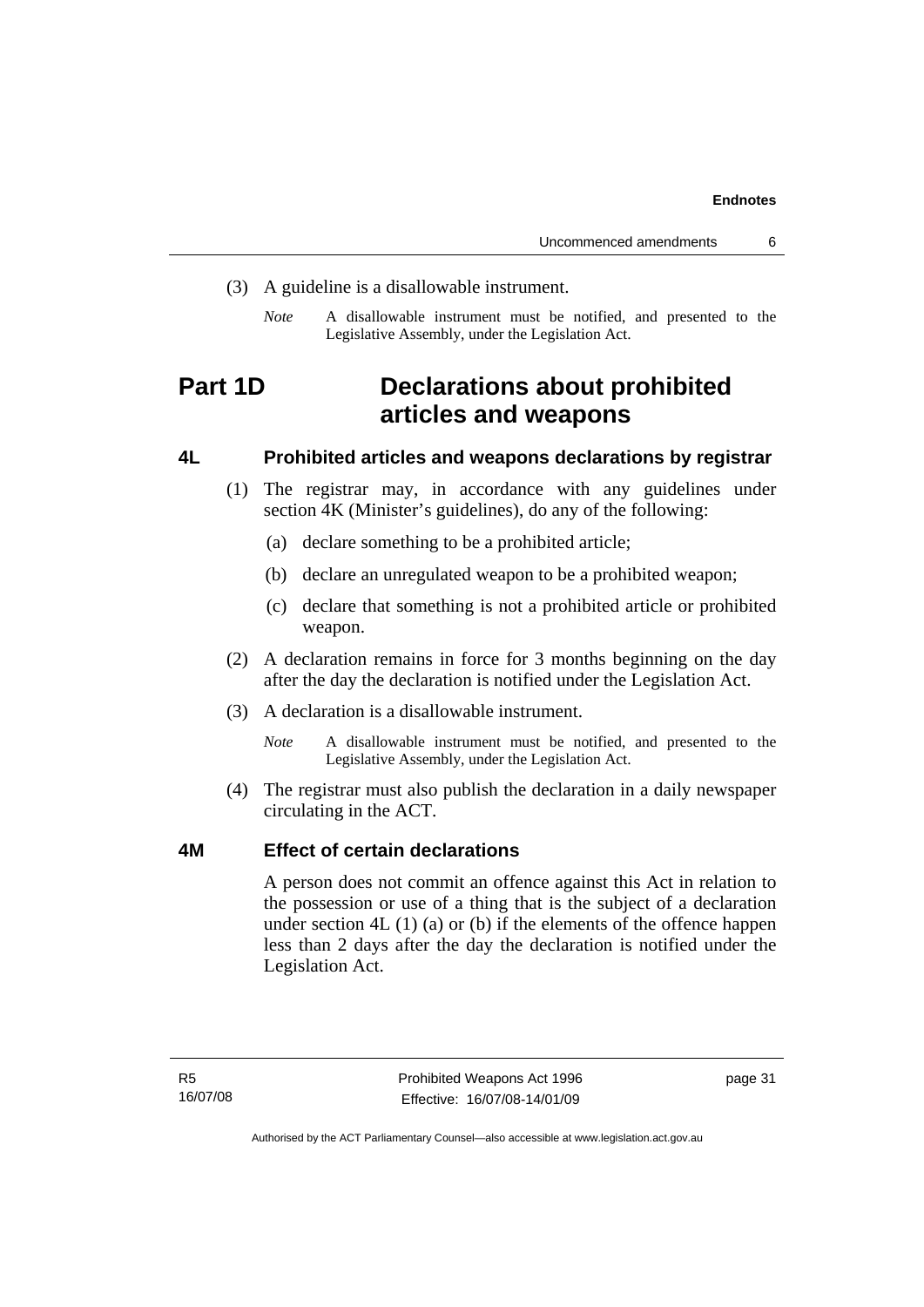(3) A guideline is a disallowable instrument.

*Note* A disallowable instrument must be notified, and presented to the Legislative Assembly, under the Legislation Act.

# Part 1D Declarations about prohibited articles and weapons

## 4L Prohibited articles and weapons declarations by registrar

(1) The registrar may, in accordance with any guidelines under section 4K (Minister's guidelines), do any of the following:

(a) declare something to be a prohibited article;

(b) declare an unregulated weapon to be a prohibited weapon;

(c) declare that something is not a prohibited article or prohibited weapon.

(2) A declaration remains in force for 3 months beginning on the day after the day the declaration is notified under the Legislation Act.

(3) A declaration is a disallowable instrument.

*Note* A disallowable instrument must be notified, and presented to the Legislative Assembly, under the Legislation Act.

(4) The registrar must also publish the declaration in a daily newspaper circulating in the ACT.

## 4M Effect of certain declarations

A person does not commit an offence against this Act in relation to the possession or use of a thing that is the subject of a declaration under section 4L (1) (a) or (b) if the elements of the offence happen less than 2 days after the day the declaration is notified under the Legislation Act.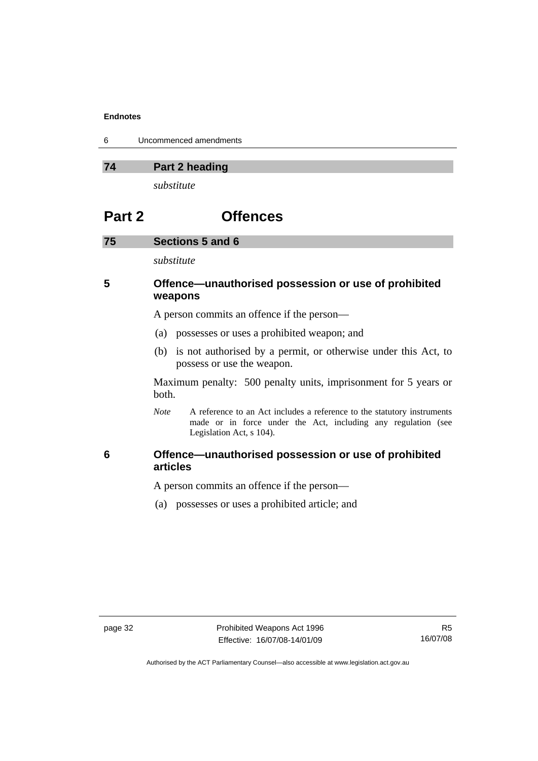## 74 Part 2 heading

*substitute*

# Part 2 Offences

## 75 Sections 5 and 6

*substitute*

### 5 Offence—unauthorised possession or use of prohibited weapons

A person commits an offence if the person—

(a) possesses or uses a prohibited weapon; and

(b) is not authorised by a permit, or otherwise under this Act, to possess or use the weapon.

Maximum penalty: 500 penalty units, imprisonment for 5 years or both.

*Note* A reference to an Act includes a reference to the statutory instruments made or in force under the Act, including any regulation (see Legislation Act, s 104).

### 6 Offence—unauthorised possession or use of prohibited articles

A person commits an offence if the person—

(a) possesses or uses a prohibited article; and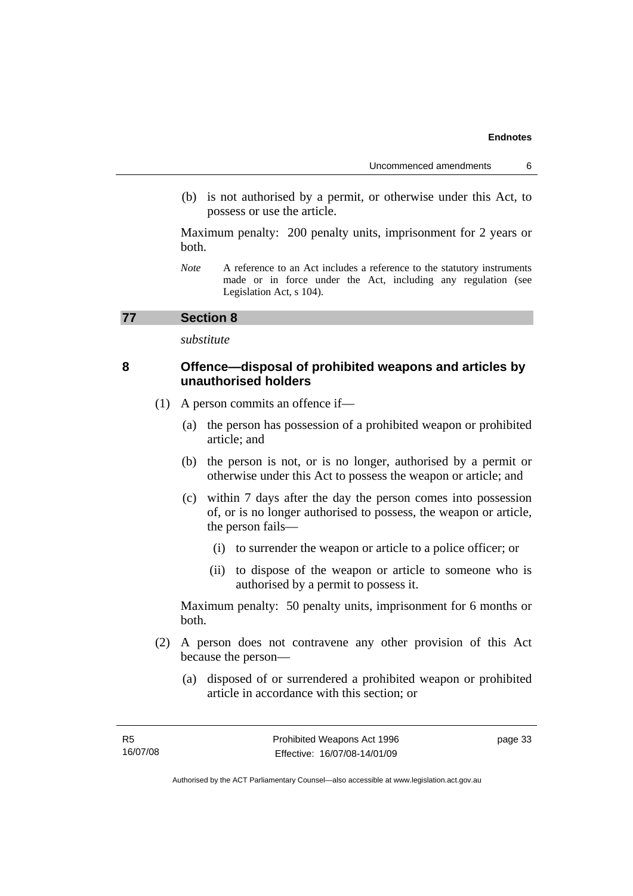(b) is not authorised by a permit, or otherwise under this Act, to possess or use the article.

Maximum penalty: 200 penalty units, imprisonment for 2 years or both.

*Note* A reference to an Act includes a reference to the statutory instruments made or in force under the Act, including any regulation (see Legislation Act, s 104).

## 77 Section 8

*substitute*

### 8 Offence—disposal of prohibited weapons and articles by unauthorised holders

(1) A person commits an offence if—

(a) the person has possession of a prohibited weapon or prohibited article; and

(b) the person is not, or is no longer, authorised by a permit or otherwise under this Act to possess the weapon or article; and

(c) within 7 days after the day the person comes into possession of, or is no longer authorised to possess, the weapon or article, the person fails—

(i) to surrender the weapon or article to a police officer; or

(ii) to dispose of the weapon or article to someone who is authorised by a permit to possess it.

Maximum penalty: 50 penalty units, imprisonment for 6 months or both.

(2) A person does not contravene any other provision of this Act because the person—

(a) disposed of or surrendered a prohibited weapon or prohibited article in accordance with this section; or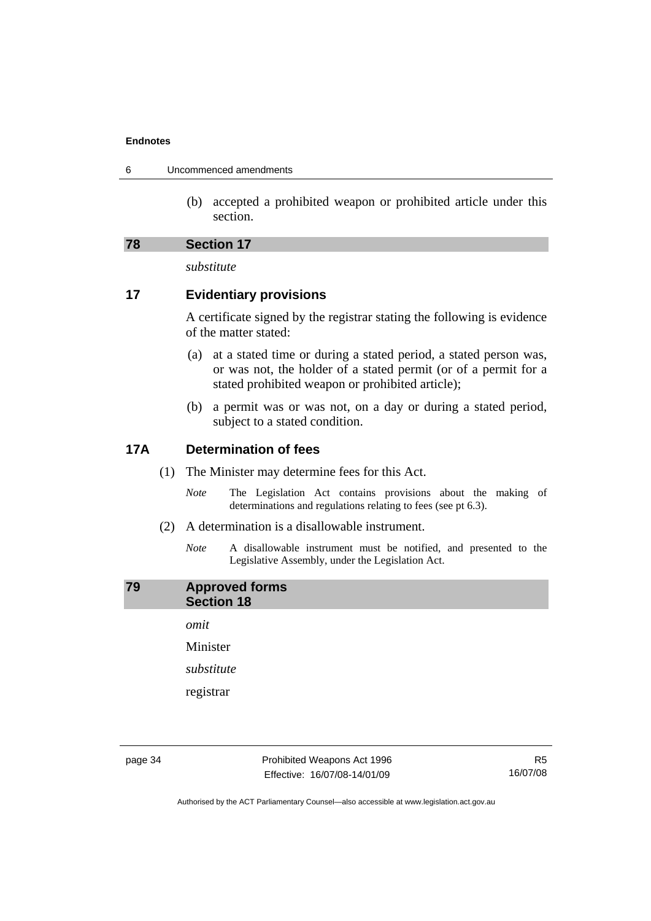(b) accepted a prohibited weapon or prohibited article under this section.

## 78 Section 17

*substitute*

## 17 Evidentiary provisions

A certificate signed by the registrar stating the following is evidence of the matter stated:

(a) at a stated time or during a stated period, a stated person was, or was not, the holder of a stated permit (or of a permit for a stated prohibited weapon or prohibited article);

(b) a permit was or was not, on a day or during a stated period, subject to a stated condition.

## 17A Determination of fees

(1) The Minister may determine fees for this Act.

*Note* The Legislation Act contains provisions about the making of determinations and regulations relating to fees (see pt 6.3).

(2) A determination is a disallowable instrument.

*Note* A disallowable instrument must be notified, and presented to the Legislative Assembly, under the Legislation Act.

## 79 Approved forms Section 18

*omit*

Minister

*substitute*

registrar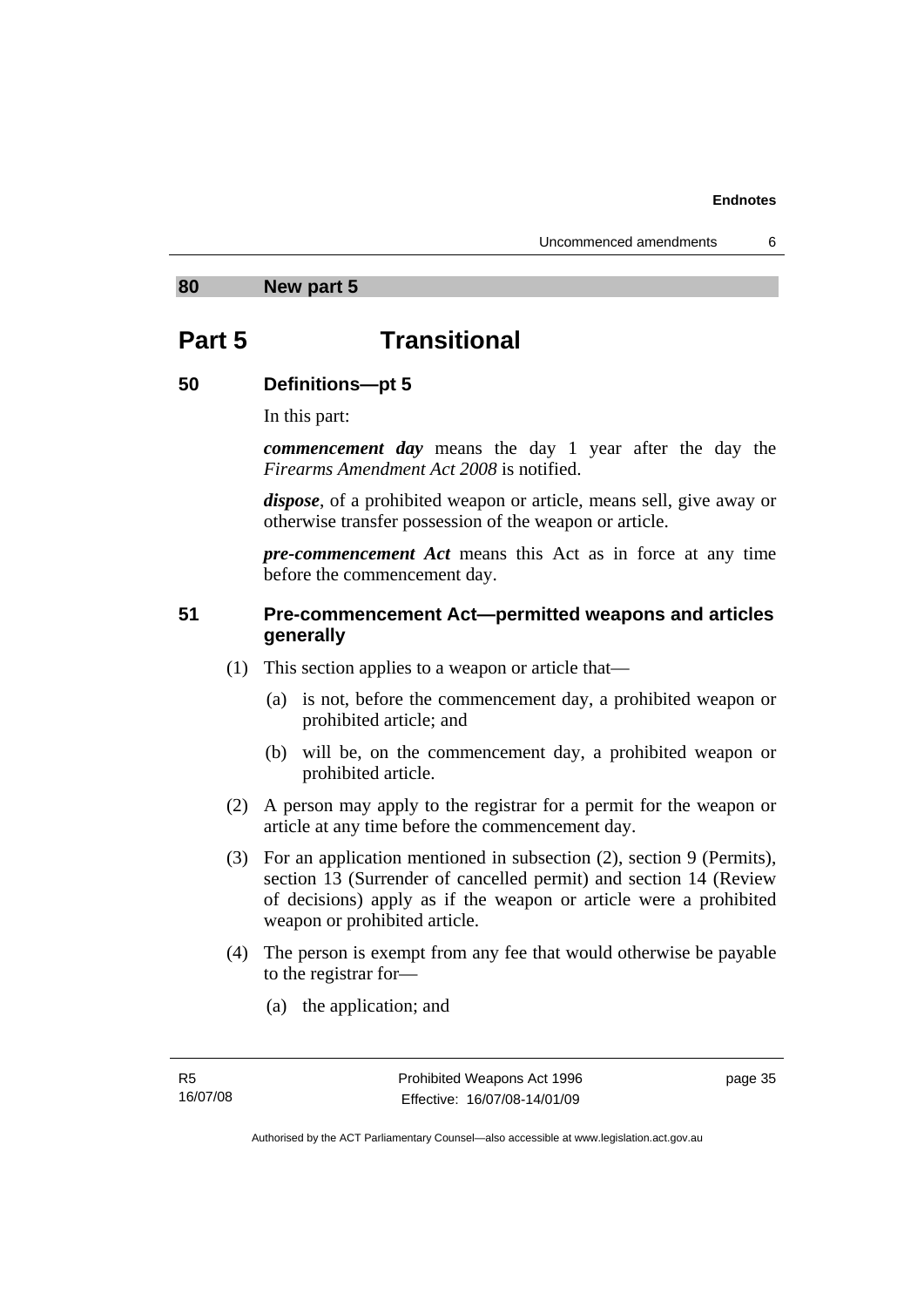## 80 New part 5

# Part 5 Transitional

### 50 Definitions—pt 5

In this part:

***commencement day*** means the day 1 year after the day the *Firearms Amendment Act 2008* is notified.

***dispose***, of a prohibited weapon or article, means sell, give away or otherwise transfer possession of the weapon or article.

***pre-commencement Act*** means this Act as in force at any time before the commencement day.

### 51 Pre-commencement Act—permitted weapons and articles generally

(1) This section applies to a weapon or article that—

(a) is not, before the commencement day, a prohibited weapon or prohibited article; and

(b) will be, on the commencement day, a prohibited weapon or prohibited article.

(2) A person may apply to the registrar for a permit for the weapon or article at any time before the commencement day.

(3) For an application mentioned in subsection (2), section 9 (Permits), section 13 (Surrender of cancelled permit) and section 14 (Review of decisions) apply as if the weapon or article were a prohibited weapon or prohibited article.

(4) The person is exempt from any fee that would otherwise be payable to the registrar for—

(a) the application; and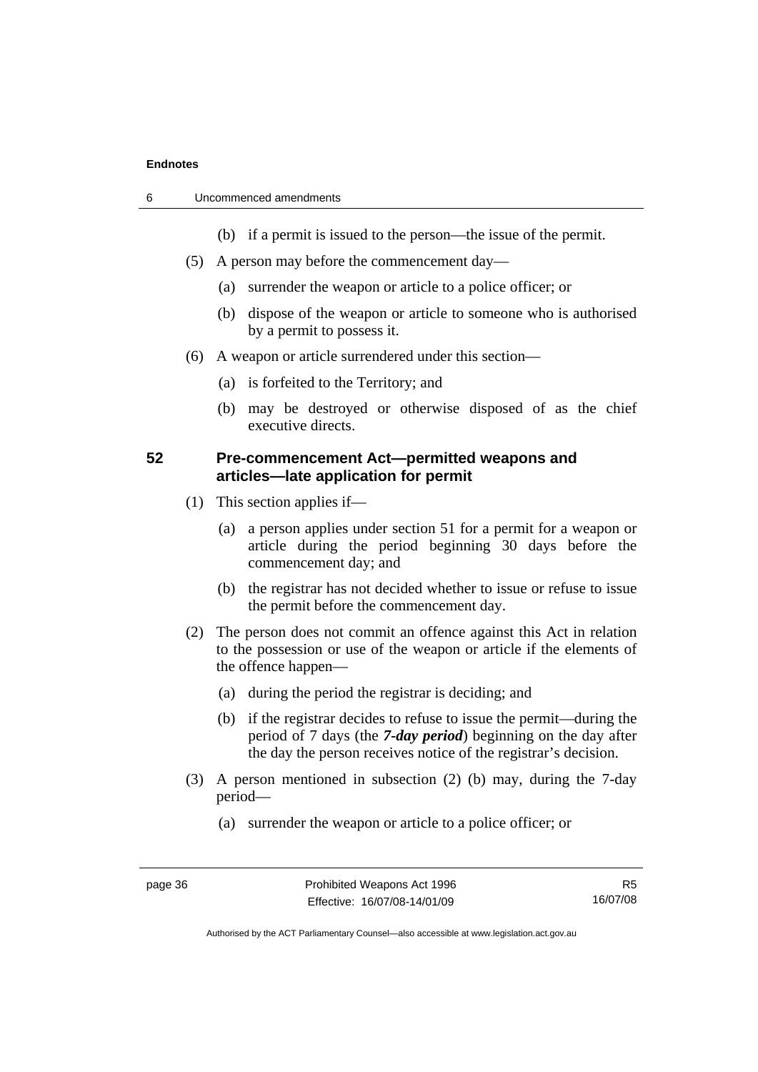(b) if a permit is issued to the person—the issue of the permit.

(5) A person may before the commencement day—

(a) surrender the weapon or article to a police officer; or

(b) dispose of the weapon or article to someone who is authorised by a permit to possess it.

(6) A weapon or article surrendered under this section—

(a) is forfeited to the Territory; and

(b) may be destroyed or otherwise disposed of as the chief executive directs.

### 52 Pre-commencement Act—permitted weapons and articles—late application for permit

(1) This section applies if—

(a) a person applies under section 51 for a permit for a weapon or article during the period beginning 30 days before the commencement day; and

(b) the registrar has not decided whether to issue or refuse to issue the permit before the commencement day.

(2) The person does not commit an offence against this Act in relation to the possession or use of the weapon or article if the elements of the offence happen—

(a) during the period the registrar is deciding; and

(b) if the registrar decides to refuse to issue the permit—during the period of 7 days (the ***7-day period***) beginning on the day after the day the person receives notice of the registrar's decision.

(3) A person mentioned in subsection (2) (b) may, during the 7-day period—

(a) surrender the weapon or article to a police officer; or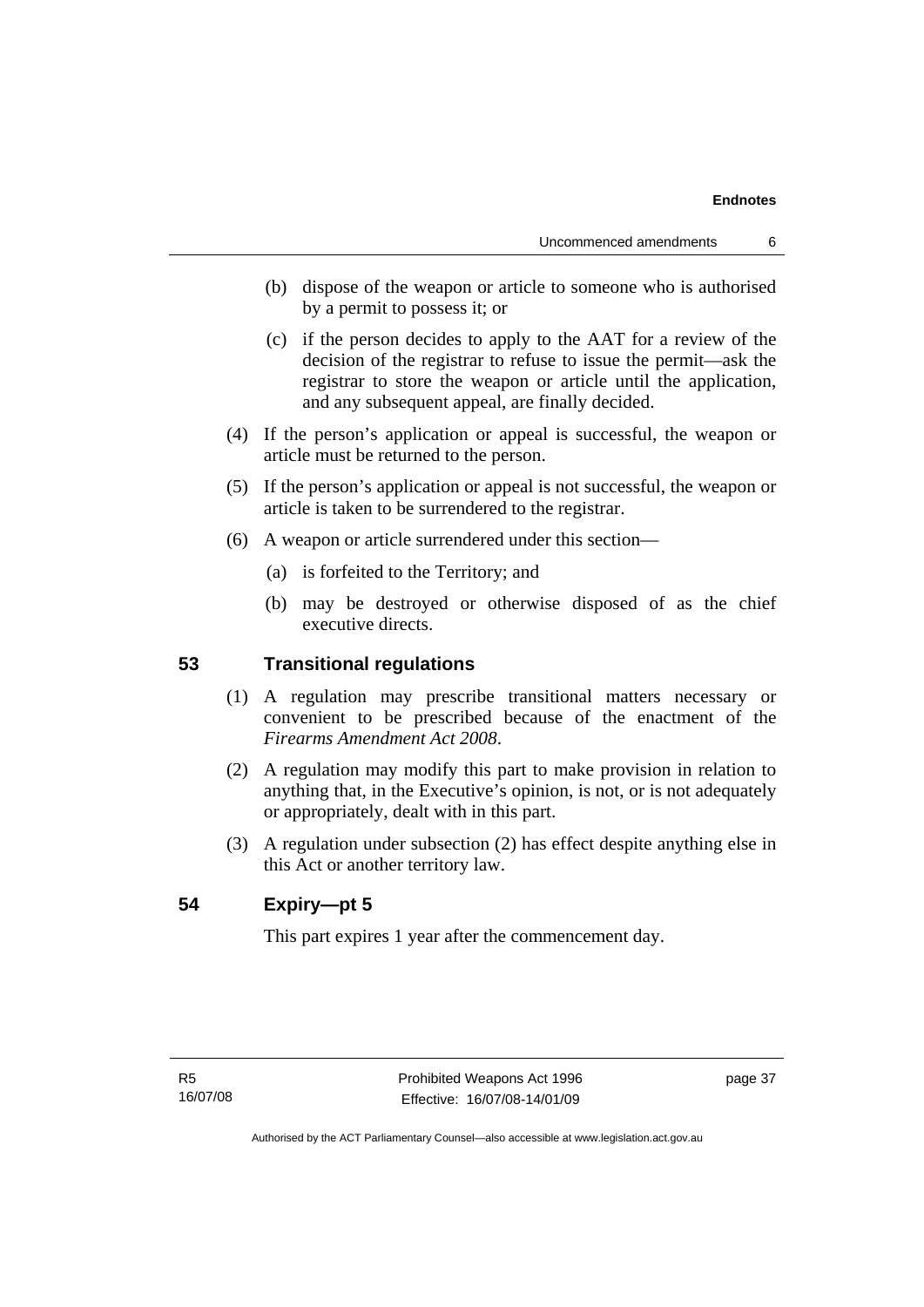(b) dispose of the weapon or article to someone who is authorised by a permit to possess it; or

(c) if the person decides to apply to the AAT for a review of the decision of the registrar to refuse to issue the permit—ask the registrar to store the weapon or article until the application, and any subsequent appeal, are finally decided.

(4) If the person's application or appeal is successful, the weapon or article must be returned to the person.

(5) If the person's application or appeal is not successful, the weapon or article is taken to be surrendered to the registrar.

(6) A weapon or article surrendered under this section—

(a) is forfeited to the Territory; and

(b) may be destroyed or otherwise disposed of as the chief executive directs.

## 53 Transitional regulations

(1) A regulation may prescribe transitional matters necessary or convenient to be prescribed because of the enactment of the *Firearms Amendment Act 2008*.

(2) A regulation may modify this part to make provision in relation to anything that, in the Executive's opinion, is not, or is not adequately or appropriately, dealt with in this part.

(3) A regulation under subsection (2) has effect despite anything else in this Act or another territory law.

## 54 Expiry—pt 5

This part expires 1 year after the commencement day.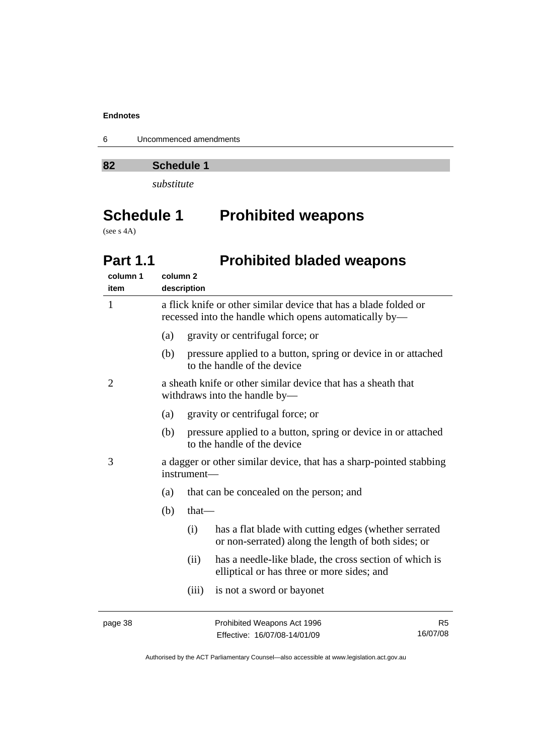**82 Schedule 1**

*substitute*

# Schedule 1 Prohibited weapons

(see s 4A)

## Part 1.1 Prohibited bladed weapons

| column 1 item | column 2 description |
|---|---|
| 1 | a flick knife or other similar device that has a blade folded or recessed into the handle which opens automatically by—<br>(a) gravity or centrifugal force; or<br>(b) pressure applied to a button, spring or device in or attached to the handle of the device |
| 2 | a sheath knife or other similar device that has a sheath that withdraws into the handle by—<br>(a) gravity or centrifugal force; or<br>(b) pressure applied to a button, spring or device in or attached to the handle of the device |
| 3 | a dagger or other similar device, that has a sharp-pointed stabbing instrument—<br>(a) that can be concealed on the person; and<br>(b) that—<br>(i) has a flat blade with cutting edges (whether serrated or non-serrated) along the length of both sides; or<br>(ii) has a needle-like blade, the cross section of which is elliptical or has three or more sides; and<br>(iii) is not a sword or bayonet |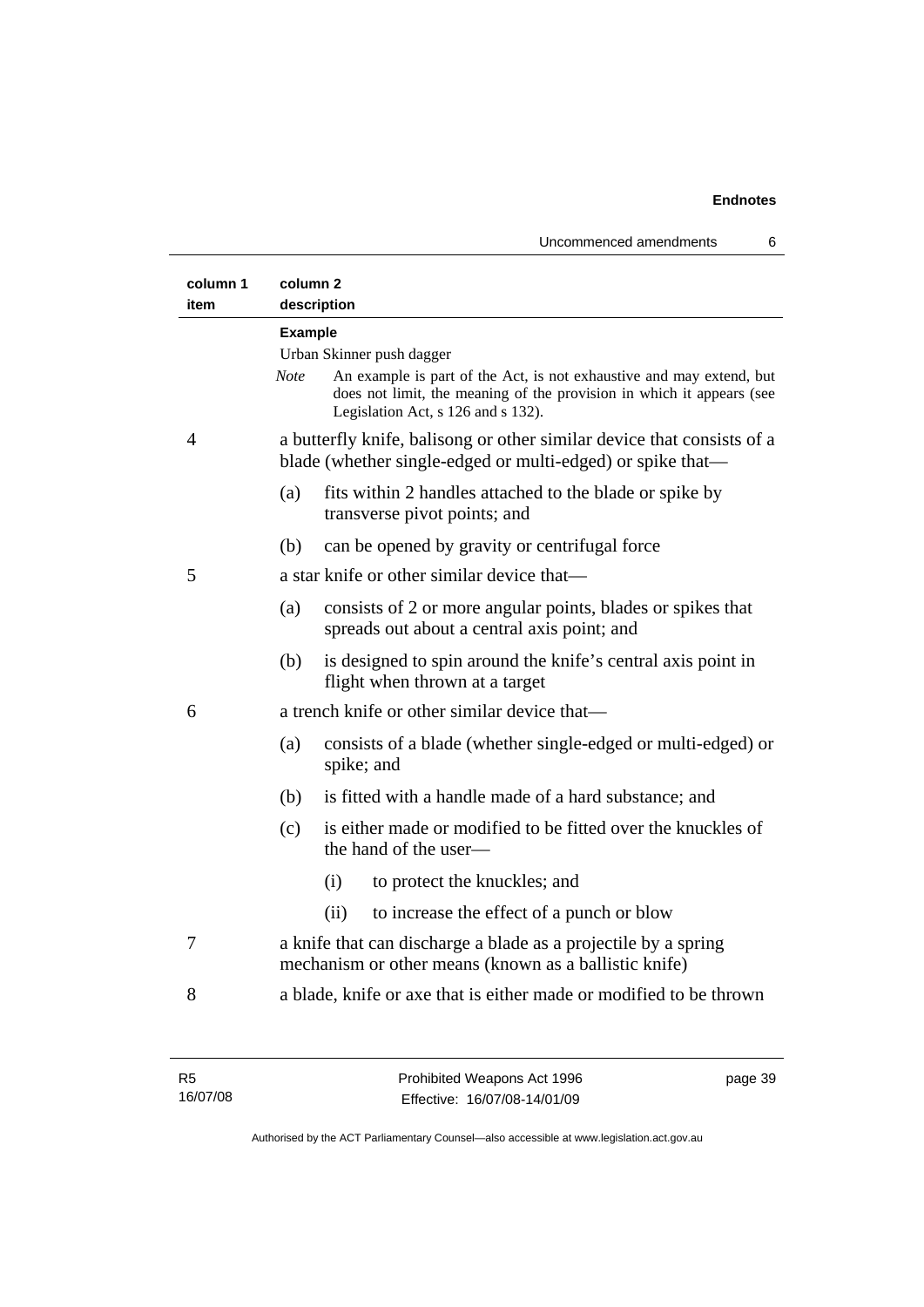| column 1 item | column 2 description |
|---|---|
| | **Example**<br>Urban Skinner push dagger<br>*Note* An example is part of the Act, is not exhaustive and may extend, but does not limit, the meaning of the provision in which it appears (see Legislation Act, s 126 and s 132). |
| 4 | a butterfly knife, balisong or other similar device that consists of a blade (whether single-edged or multi-edged) or spike that—<br>(a) fits within 2 handles attached to the blade or spike by transverse pivot points; and<br>(b) can be opened by gravity or centrifugal force |
| 5 | a star knife or other similar device that—<br>(a) consists of 2 or more angular points, blades or spikes that spreads out about a central axis point; and<br>(b) is designed to spin around the knife's central axis point in flight when thrown at a target |
| 6 | a trench knife or other similar device that—<br>(a) consists of a blade (whether single-edged or multi-edged) or spike; and<br>(b) is fitted with a handle made of a hard substance; and<br>(c) is either made or modified to be fitted over the knuckles of the hand of the user—<br>(i) to protect the knuckles; and<br>(ii) to increase the effect of a punch or blow |
| 7 | a knife that can discharge a blade as a projectile by a spring mechanism or other means (known as a ballistic knife) |
| 8 | a blade, knife or axe that is either made or modified to be thrown |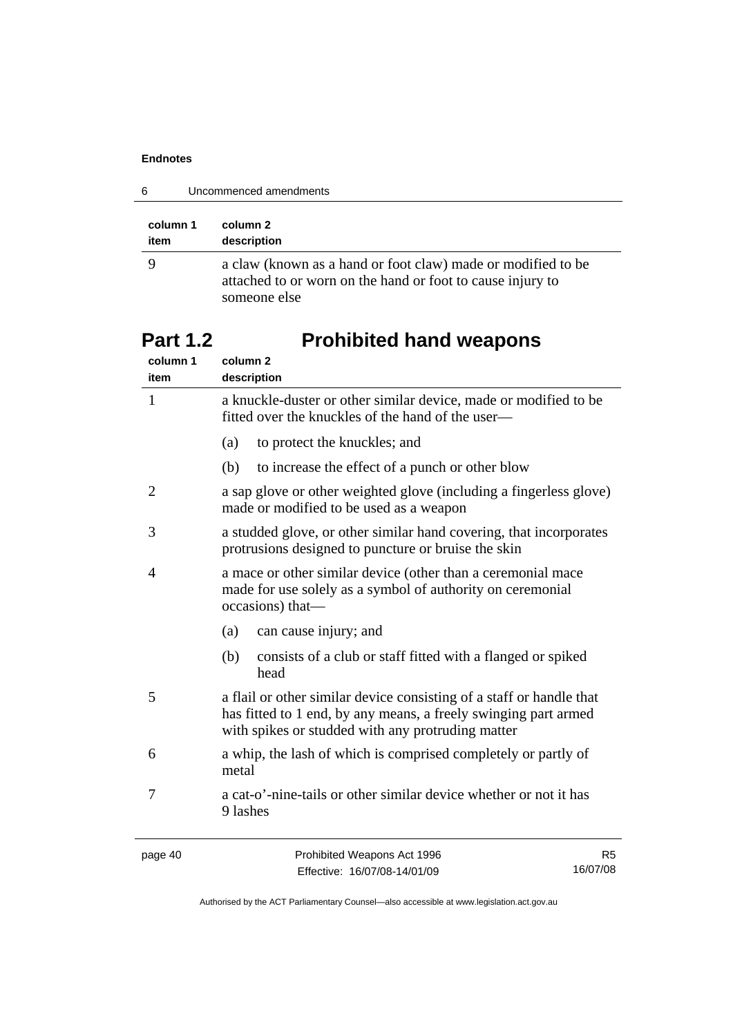| column 1 item | column 2 description |
|---|---|
| 9 | a claw (known as a hand or foot claw) made or modified to be attached to or worn on the hand or foot to cause injury to someone else |

# Part 1.2 Prohibited hand weapons

| column 1 item | column 2 description |
|---|---|
| 1 | a knuckle-duster or other similar device, made or modified to be fitted over the knuckles of the hand of the user—<br>(a) to protect the knuckles; and<br>(b) to increase the effect of a punch or other blow |
| 2 | a sap glove or other weighted glove (including a fingerless glove) made or modified to be used as a weapon |
| 3 | a studded glove, or other similar hand covering, that incorporates protrusions designed to puncture or bruise the skin |
| 4 | a mace or other similar device (other than a ceremonial mace made for use solely as a symbol of authority on ceremonial occasions) that—<br>(a) can cause injury; and<br>(b) consists of a club or staff fitted with a flanged or spiked head |
| 5 | a flail or other similar device consisting of a staff or handle that has fitted to 1 end, by any means, a freely swinging part armed with spikes or studded with any protruding matter |
| 6 | a whip, the lash of which is comprised completely or partly of metal |
| 7 | a cat-o'-nine-tails or other similar device whether or not it has 9 lashes |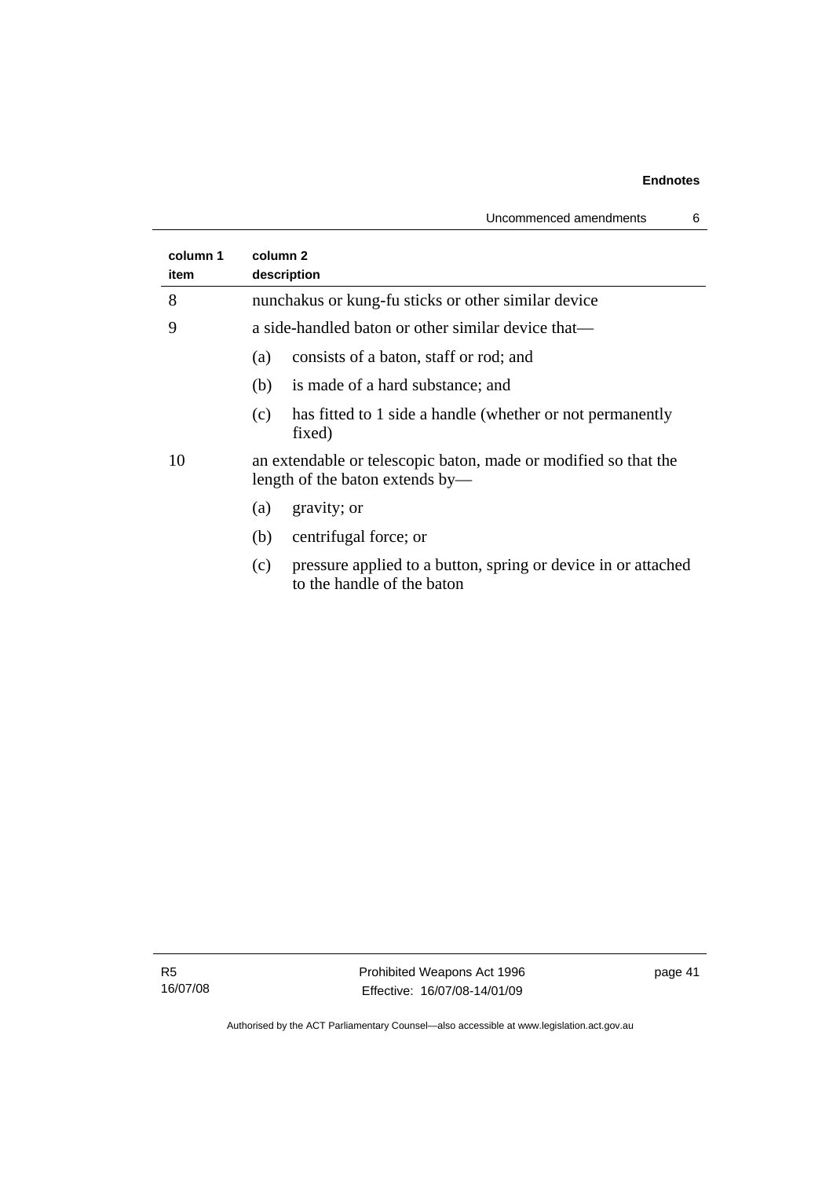| column 1 item | column 2 description |
|---|---|
| 8 | nunchakus or kung-fu sticks or other similar device |
| 9 | a side-handled baton or other similar device that—<br>(a) consists of a baton, staff or rod; and<br>(b) is made of a hard substance; and<br>(c) has fitted to 1 side a handle (whether or not permanently fixed) |
| 10 | an extendable or telescopic baton, made or modified so that the length of the baton extends by—<br>(a) gravity; or<br>(b) centrifugal force; or<br>(c) pressure applied to a button, spring or device in or attached to the handle of the baton |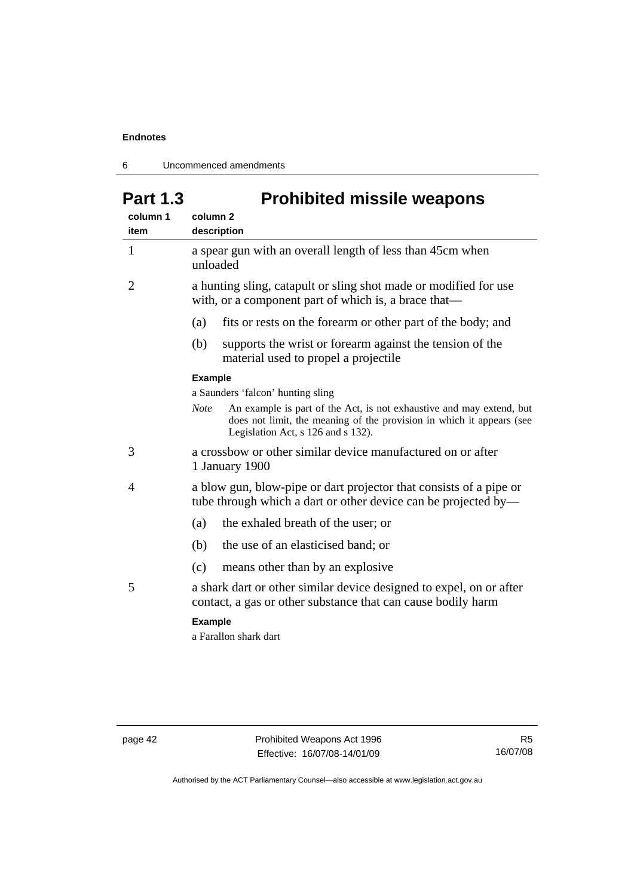## Part 1.3 Prohibited missile weapons

| column 1 item | column 2 description |
|---|---|
| 1 | a spear gun with an overall length of less than 45cm when unloaded |
| 2 | a hunting sling, catapult or sling shot made or modified for use with, or a component part of which is, a brace that—<br>(a) fits or rests on the forearm or other part of the body; and<br>(b) supports the wrist or forearm against the tension of the material used to propel a projectile<br>**Example**<br>a Saunders 'falcon' hunting sling<br>*Note* An example is part of the Act, is not exhaustive and may extend, but does not limit, the meaning of the provision in which it appears (see Legislation Act, s 126 and s 132). |
| 3 | a crossbow or other similar device manufactured on or after 1 January 1900 |
| 4 | a blow gun, blow-pipe or dart projector that consists of a pipe or tube through which a dart or other device can be projected by—<br>(a) the exhaled breath of the user; or<br>(b) the use of an elasticised band; or<br>(c) means other than by an explosive |
| 5 | a shark dart or other similar device designed to expel, on or after contact, a gas or other substance that can cause bodily harm<br>**Example**<br>a Farallon shark dart |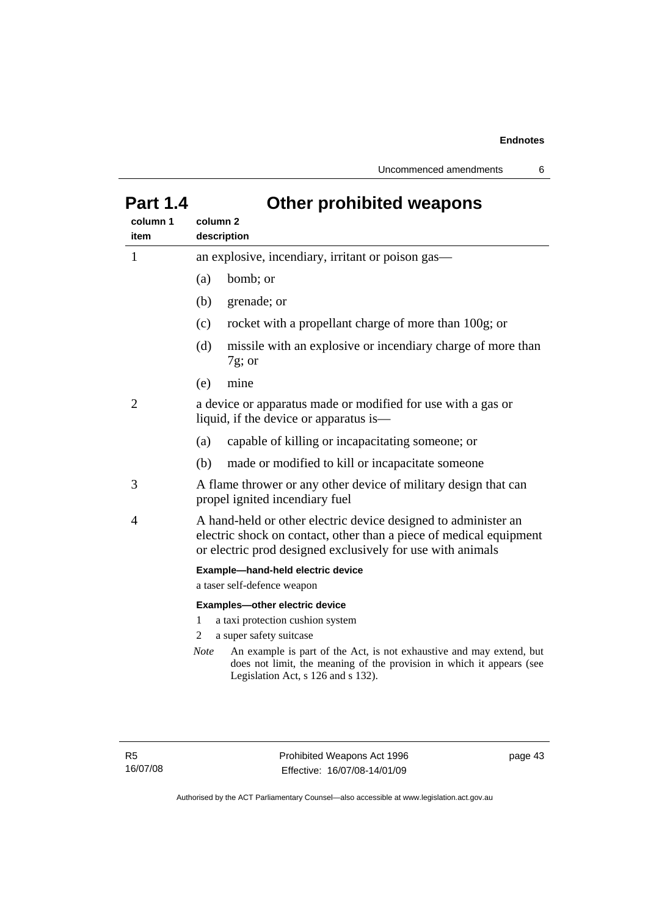# Part 1.4 Other prohibited weapons

| column 1 item | column 2 description |
| --- | --- |
| 1 | an explosive, incendiary, irritant or poison gas—<br>(a) bomb; or<br>(b) grenade; or<br>(c) rocket with a propellant charge of more than 100g; or<br>(d) missile with an explosive or incendiary charge of more than 7g; or<br>(e) mine |
| 2 | a device or apparatus made or modified for use with a gas or liquid, if the device or apparatus is—<br>(a) capable of killing or incapacitating someone; or<br>(b) made or modified to kill or incapacitate someone |
| 3 | A flame thrower or any other device of military design that can propel ignited incendiary fuel |
| 4 | A hand-held or other electric device designed to administer an electric shock on contact, other than a piece of medical equipment or electric prod designed exclusively for use with animals<br>**Example—hand-held electric device**<br>a taser self-defence weapon<br>**Examples—other electric device**<br>1 a taxi protection cushion system<br>2 a super safety suitcase<br>*Note* An example is part of the Act, is not exhaustive and may extend, but does not limit, the meaning of the provision in which it appears (see Legislation Act, s 126 and s 132). |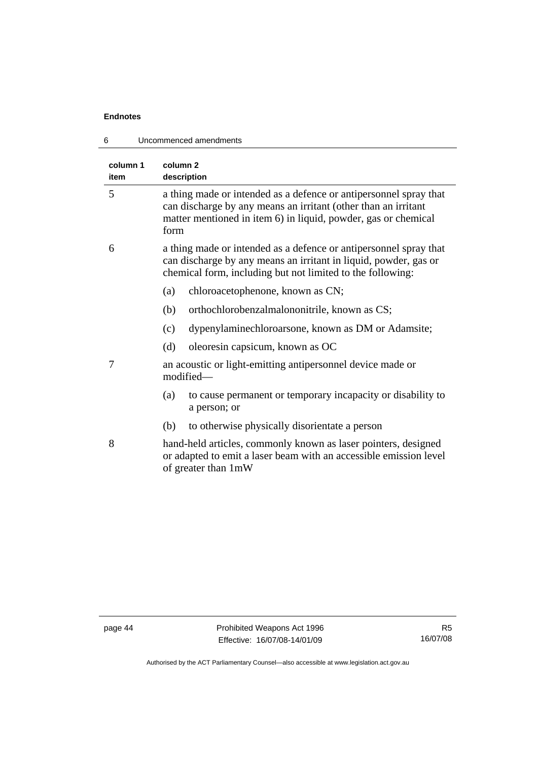| column 1 item | column 2 description |
|---|---|
| 5 | a thing made or intended as a defence or antipersonnel spray that can discharge by any means an irritant (other than an irritant matter mentioned in item 6) in liquid, powder, gas or chemical form |
| 6 | a thing made or intended as a defence or antipersonnel spray that can discharge by any means an irritant in liquid, powder, gas or chemical form, including but not limited to the following:<br>(a) chloroacetophenone, known as CN;<br>(b) orthochlorobenzalmalononitrile, known as CS;<br>(c) dypenylaminechloroarsone, known as DM or Adamsite;<br>(d) oleoresin capsicum, known as OC |
| 7 | an acoustic or light-emitting antipersonnel device made or modified—<br>(a) to cause permanent or temporary incapacity or disability to a person; or<br>(b) to otherwise physically disorientate a person |
| 8 | hand-held articles, commonly known as laser pointers, designed or adapted to emit a laser beam with an accessible emission level of greater than 1mW |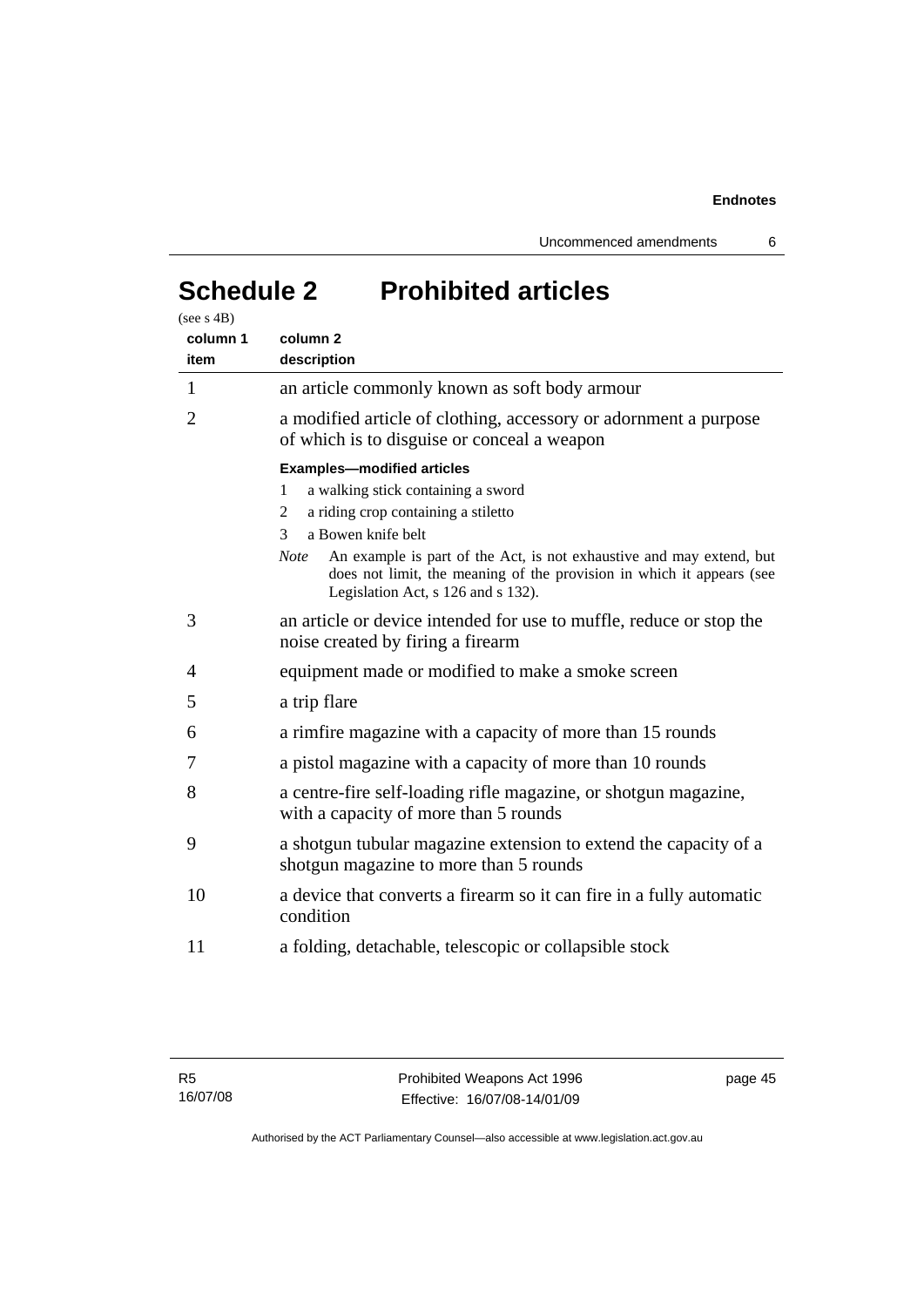# Schedule 2 Prohibited articles

(see s 4B)

| column 1 item | column 2 description |
|---|---|
| 1 | an article commonly known as soft body armour |
| 2 | a modified article of clothing, accessory or adornment a purpose of which is to disguise or conceal a weapon<br><br>**Examples—modified articles**<br>1 a walking stick containing a sword<br>2 a riding crop containing a stiletto<br>3 a Bowen knife belt<br><br>*Note* An example is part of the Act, is not exhaustive and may extend, but does not limit, the meaning of the provision in which it appears (see Legislation Act, s 126 and s 132). |
| 3 | an article or device intended for use to muffle, reduce or stop the noise created by firing a firearm |
| 4 | equipment made or modified to make a smoke screen |
| 5 | a trip flare |
| 6 | a rimfire magazine with a capacity of more than 15 rounds |
| 7 | a pistol magazine with a capacity of more than 10 rounds |
| 8 | a centre-fire self-loading rifle magazine, or shotgun magazine, with a capacity of more than 5 rounds |
| 9 | a shotgun tubular magazine extension to extend the capacity of a shotgun magazine to more than 5 rounds |
| 10 | a device that converts a firearm so it can fire in a fully automatic condition |
| 11 | a folding, detachable, telescopic or collapsible stock |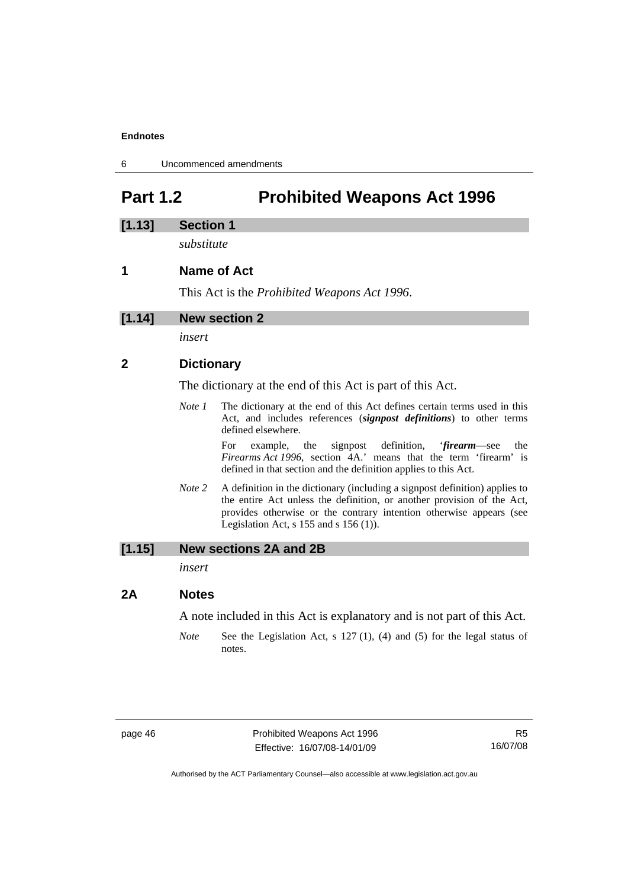# Part 1.2 Prohibited Weapons Act 1996

## [1.13] Section 1

*substitute*

### 1 Name of Act

This Act is the *Prohibited Weapons Act 1996*.

## [1.14] New section 2

*insert*

### 2 Dictionary

The dictionary at the end of this Act is part of this Act.

*Note 1* The dictionary at the end of this Act defines certain terms used in this Act, and includes references (***signpost definitions***) to other terms defined elsewhere.

For example, the signpost definition, '***firearm***—see the *Firearms Act 1996*, section 4A.' means that the term 'firearm' is defined in that section and the definition applies to this Act.

*Note 2* A definition in the dictionary (including a signpost definition) applies to the entire Act unless the definition, or another provision of the Act, provides otherwise or the contrary intention otherwise appears (see Legislation Act, s 155 and s 156 (1)).

## [1.15] New sections 2A and 2B

*insert*

### 2A Notes

A note included in this Act is explanatory and is not part of this Act.

*Note* See the Legislation Act, s 127 (1), (4) and (5) for the legal status of notes.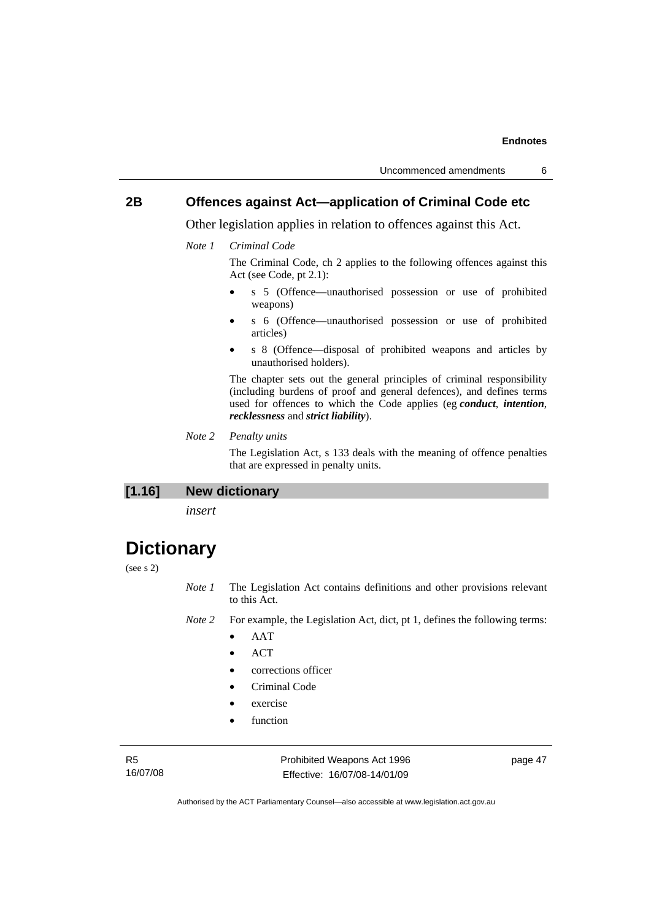## 2B Offences against Act—application of Criminal Code etc

Other legislation applies in relation to offences against this Act.

*Note 1* *Criminal Code*

The Criminal Code, ch 2 applies to the following offences against this Act (see Code, pt 2.1):

- s 5 (Offence—unauthorised possession or use of prohibited weapons)
- s 6 (Offence—unauthorised possession or use of prohibited articles)
- s 8 (Offence—disposal of prohibited weapons and articles by unauthorised holders).

The chapter sets out the general principles of criminal responsibility (including burdens of proof and general defences), and defines terms used for offences to which the Code applies (eg ***conduct***, ***intention***, ***recklessness*** and ***strict liability***).

*Note 2* *Penalty units*

The Legislation Act, s 133 deals with the meaning of offence penalties that are expressed in penalty units.

## [1.16] New dictionary

*insert*

# Dictionary

(see s 2)

*Note 1* The Legislation Act contains definitions and other provisions relevant to this Act.

*Note 2* For example, the Legislation Act, dict, pt 1, defines the following terms:

- AAT
- ACT
- corrections officer
- Criminal Code
- exercise
- function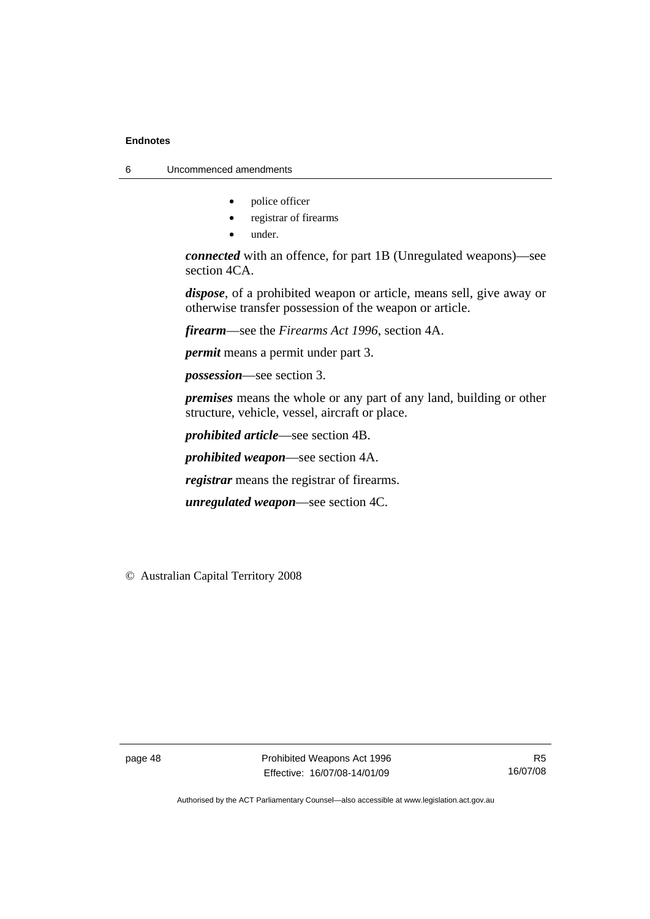- police officer
- registrar of firearms
- under.

***connected*** with an offence, for part 1B (Unregulated weapons)—see section 4CA.

***dispose***, of a prohibited weapon or article, means sell, give away or otherwise transfer possession of the weapon or article.

***firearm***—see the *Firearms Act 1996*, section 4A.

***permit*** means a permit under part 3.

***possession***—see section 3.

***premises*** means the whole or any part of any land, building or other structure, vehicle, vessel, aircraft or place.

***prohibited article***—see section 4B.

***prohibited weapon***—see section 4A.

***registrar*** means the registrar of firearms.

***unregulated weapon***—see section 4C.

© Australian Capital Territory 2008